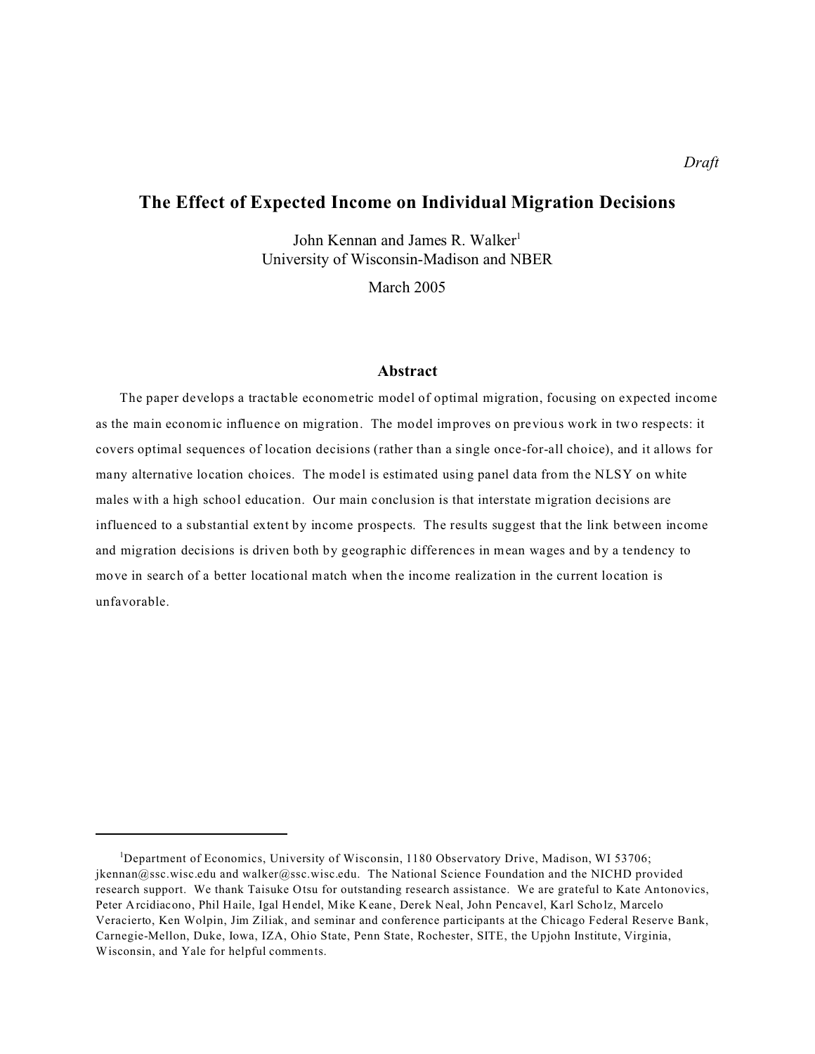*Draft*

# The Effect of Expected Income on Individual Migration Decisions

John Kennan and James R. Walker[1]
University of Wisconsin-Madison and NBER

March 2005

## Abstract

The paper develops a tractable econometric model of optimal migration, focusing on expected income as the main economic influence on migration. The model improves on previous work in two respects: it covers optimal sequences of location decisions (rather than a single once-for-all choice), and it allows for many alternative location choices. The model is estimated using panel data from the NLSY on white males with a high school education. Our main conclusion is that interstate migration decisions are influenced to a substantial extent by income prospects. The results suggest that the link between income and migration decisions is driven both by geographic differences in mean wages and by a tendency to move in search of a better locational match when the income realization in the current location is unfavorable.

---

[1] Department of Economics, University of Wisconsin, 1180 Observatory Drive, Madison, WI 53706; jkennan@ssc.wisc.edu and walker@ssc.wisc.edu. The National Science Foundation and the NICHD provided research support. We thank Taisuke Otsu for outstanding research assistance. We are grateful to Kate Antonovics, Peter Arcidiacono, Phil Haile, Igal Hendel, Mike Keane, Derek Neal, John Pencavel, Karl Scholz, Marcelo Veracierto, Ken Wolpin, Jim Ziliak, and seminar and conference participants at the Chicago Federal Reserve Bank, Carnegie-Mellon, Duke, Iowa, IZA, Ohio State, Penn State, Rochester, SITE, the Upjohn Institute, Virginia, Wisconsin, and Yale for helpful comments.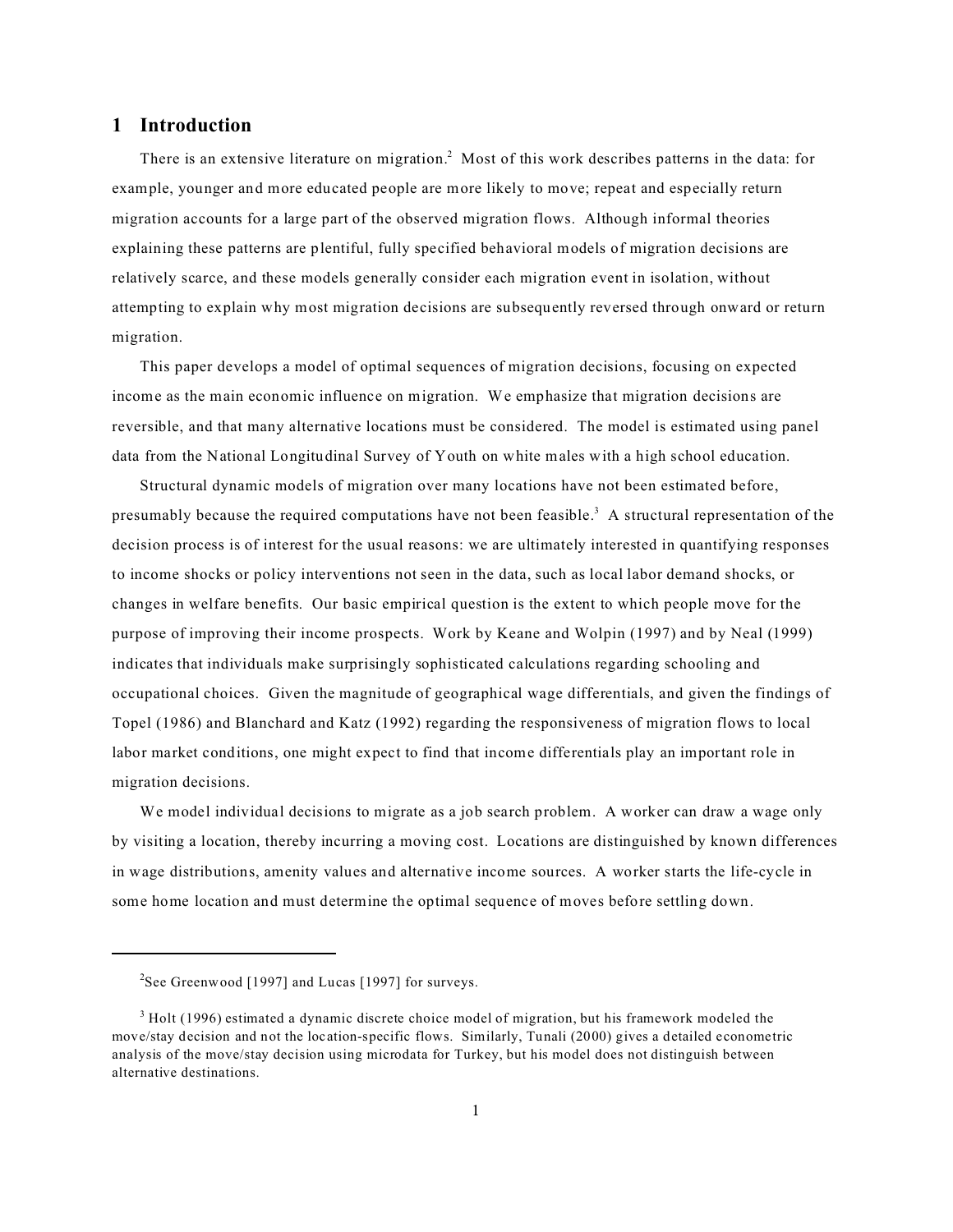## 1 Introduction

There is an extensive literature on migration.[2] Most of this work describes patterns in the data: for example, younger and more educated people are more likely to move; repeat and especially return migration accounts for a large part of the observed migration flows. Although informal theories explaining these patterns are plentiful, fully specified behavioral models of migration decisions are relatively scarce, and these models generally consider each migration event in isolation, without attempting to explain why most migration decisions are subsequently reversed through onward or return migration.

This paper develops a model of optimal sequences of migration decisions, focusing on expected income as the main economic influence on migration. We emphasize that migration decisions are reversible, and that many alternative locations must be considered. The model is estimated using panel data from the National Longitudinal Survey of Youth on white males with a high school education.

Structural dynamic models of migration over many locations have not been estimated before, presumably because the required computations have not been feasible.[3] A structural representation of the decision process is of interest for the usual reasons: we are ultimately interested in quantifying responses to income shocks or policy interventions not seen in the data, such as local labor demand shocks, or changes in welfare benefits. Our basic empirical question is the extent to which people move for the purpose of improving their income prospects. Work by Keane and Wolpin (1997) and by Neal (1999) indicates that individuals make surprisingly sophisticated calculations regarding schooling and occupational choices. Given the magnitude of geographical wage differentials, and given the findings of Topel (1986) and Blanchard and Katz (1992) regarding the responsiveness of migration flows to local labor market conditions, one might expect to find that income differentials play an important role in migration decisions.

We model individual decisions to migrate as a job search problem. A worker can draw a wage only by visiting a location, thereby incurring a moving cost. Locations are distinguished by known differences in wage distributions, amenity values and alternative income sources. A worker starts the life-cycle in some home location and must determine the optimal sequence of moves before settling down.

---

[2] See Greenwood [1997] and Lucas [1997] for surveys.

[3] Holt (1996) estimated a dynamic discrete choice model of migration, but his framework modeled the move/stay decision and not the location-specific flows. Similarly, Tunali (2000) gives a detailed econometric analysis of the move/stay decision using microdata for Turkey, but his model does not distinguish between alternative destinations.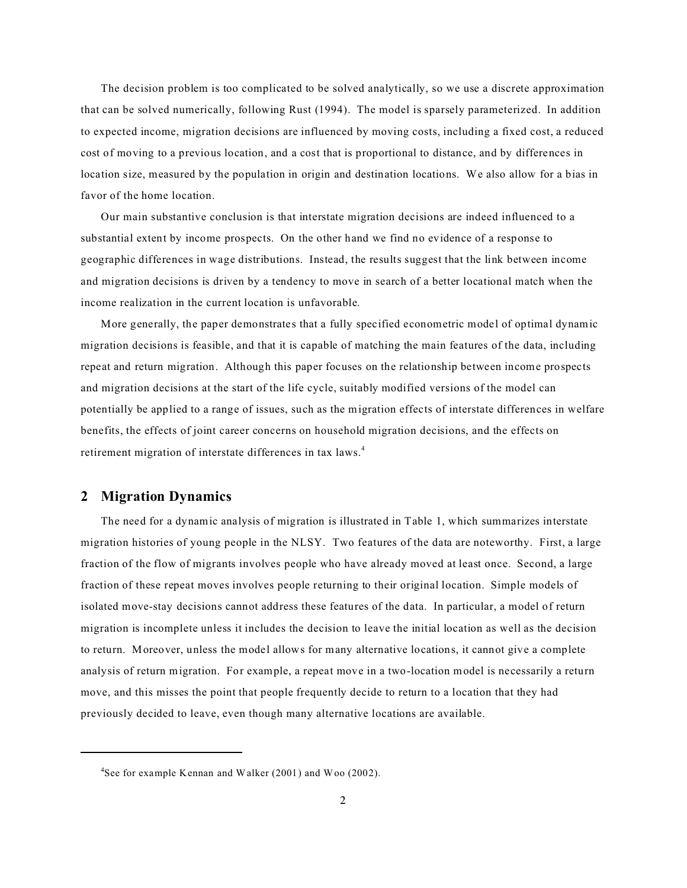The decision problem is too complicated to be solved analytically, so we use a discrete approximation that can be solved numerically, following Rust (1994). The model is sparsely parameterized. In addition to expected income, migration decisions are influenced by moving costs, including a fixed cost, a reduced cost of moving to a previous location, and a cost that is proportional to distance, and by differences in location size, measured by the population in origin and destination locations. We also allow for a bias in favor of the home location.

Our main substantive conclusion is that interstate migration decisions are indeed influenced to a substantial extent by income prospects. On the other hand we find no evidence of a response to geographic differences in wage distributions. Instead, the results suggest that the link between income and migration decisions is driven by a tendency to move in search of a better locational match when the income realization in the current location is unfavorable.

More generally, the paper demonstrates that a fully specified econometric model of optimal dynamic migration decisions is feasible, and that it is capable of matching the main features of the data, including repeat and return migration. Although this paper focuses on the relationship between income prospects and migration decisions at the start of the life cycle, suitably modified versions of the model can potentially be applied to a range of issues, such as the migration effects of interstate differences in welfare benefits, the effects of joint career concerns on household migration decisions, and the effects on retirement migration of interstate differences in tax laws.[4]

## 2 Migration Dynamics

The need for a dynamic analysis of migration is illustrated in Table 1, which summarizes interstate migration histories of young people in the NLSY. Two features of the data are noteworthy. First, a large fraction of the flow of migrants involves people who have already moved at least once. Second, a large fraction of these repeat moves involves people returning to their original location. Simple models of isolated move-stay decisions cannot address these features of the data. In particular, a model of return migration is incomplete unless it includes the decision to leave the initial location as well as the decision to return. Moreover, unless the model allows for many alternative locations, it cannot give a complete analysis of return migration. For example, a repeat move in a two-location model is necessarily a return move, and this misses the point that people frequently decide to return to a location that they had previously decided to leave, even though many alternative locations are available.

[4] See for example Kennan and Walker (2001) and Woo (2002).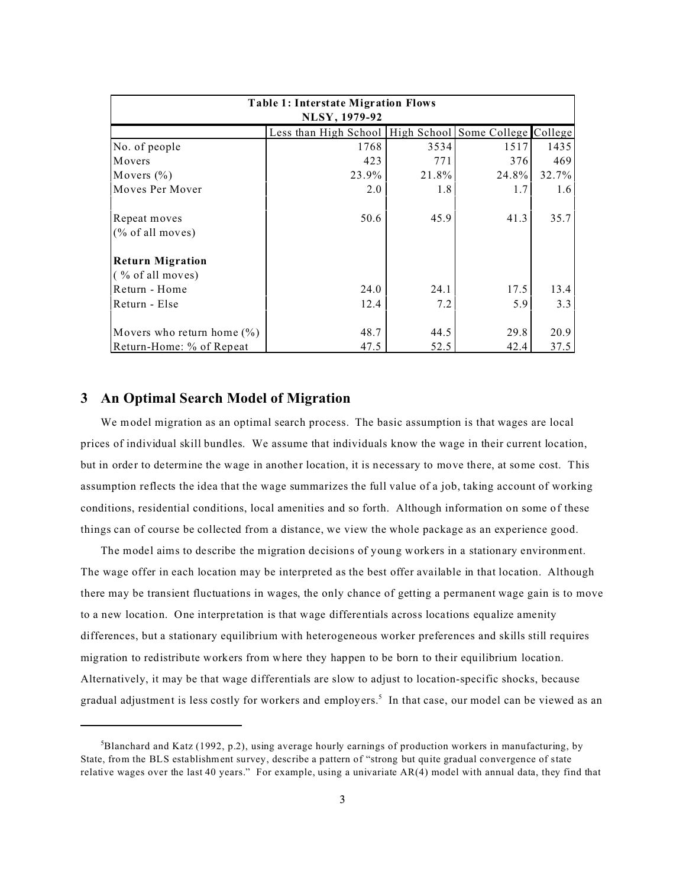| Table 1: Interstate Migration Flows NLSY, 1979-92 | | | | |
|---|---|---|---|---|
| | Less than High School | High School | Some College | College |
| No. of people | 1768 | 3534 | 1517 | 1435 |
| Movers | 423 | 771 | 376 | 469 |
| Movers (%) | 23.9% | 21.8% | 24.8% | 32.7% |
| Moves Per Mover | 2.0 | 1.8 | 1.7 | 1.6 |
| Repeat moves (% of all moves) | 50.6 | 45.9 | 41.3 | 35.7 |
| **Return Migration** ( % of all moves) | | | | |
| Return - Home | 24.0 | 24.1 | 17.5 | 13.4 |
| Return - Else | 12.4 | 7.2 | 5.9 | 3.3 |
| Movers who return home (%) | 48.7 | 44.5 | 29.8 | 20.9 |
| Return-Home: % of Repeat | 47.5 | 52.5 | 42.4 | 37.5 |

## 3 An Optimal Search Model of Migration

We model migration as an optimal search process. The basic assumption is that wages are local prices of individual skill bundles. We assume that individuals know the wage in their current location, but in order to determine the wage in another location, it is necessary to move there, at some cost. This assumption reflects the idea that the wage summarizes the full value of a job, taking account of working conditions, residential conditions, local amenities and so forth. Although information on some of these things can of course be collected from a distance, we view the whole package as an experience good.

The model aims to describe the migration decisions of young workers in a stationary environment. The wage offer in each location may be interpreted as the best offer available in that location. Although there may be transient fluctuations in wages, the only chance of getting a permanent wage gain is to move to a new location. One interpretation is that wage differentials across locations equalize amenity differences, but a stationary equilibrium with heterogeneous worker preferences and skills still requires migration to redistribute workers from where they happen to be born to their equilibrium location. Alternatively, it may be that wage differentials are slow to adjust to location-specific shocks, because gradual adjustment is less costly for workers and employers.[5] In that case, our model can be viewed as an

[5] Blanchard and Katz (1992, p.2), using average hourly earnings of production workers in manufacturing, by State, from the BLS establishment survey, describe a pattern of "strong but quite gradual convergence of state relative wages over the last 40 years." For example, using a univariate AR(4) model with annual data, they find that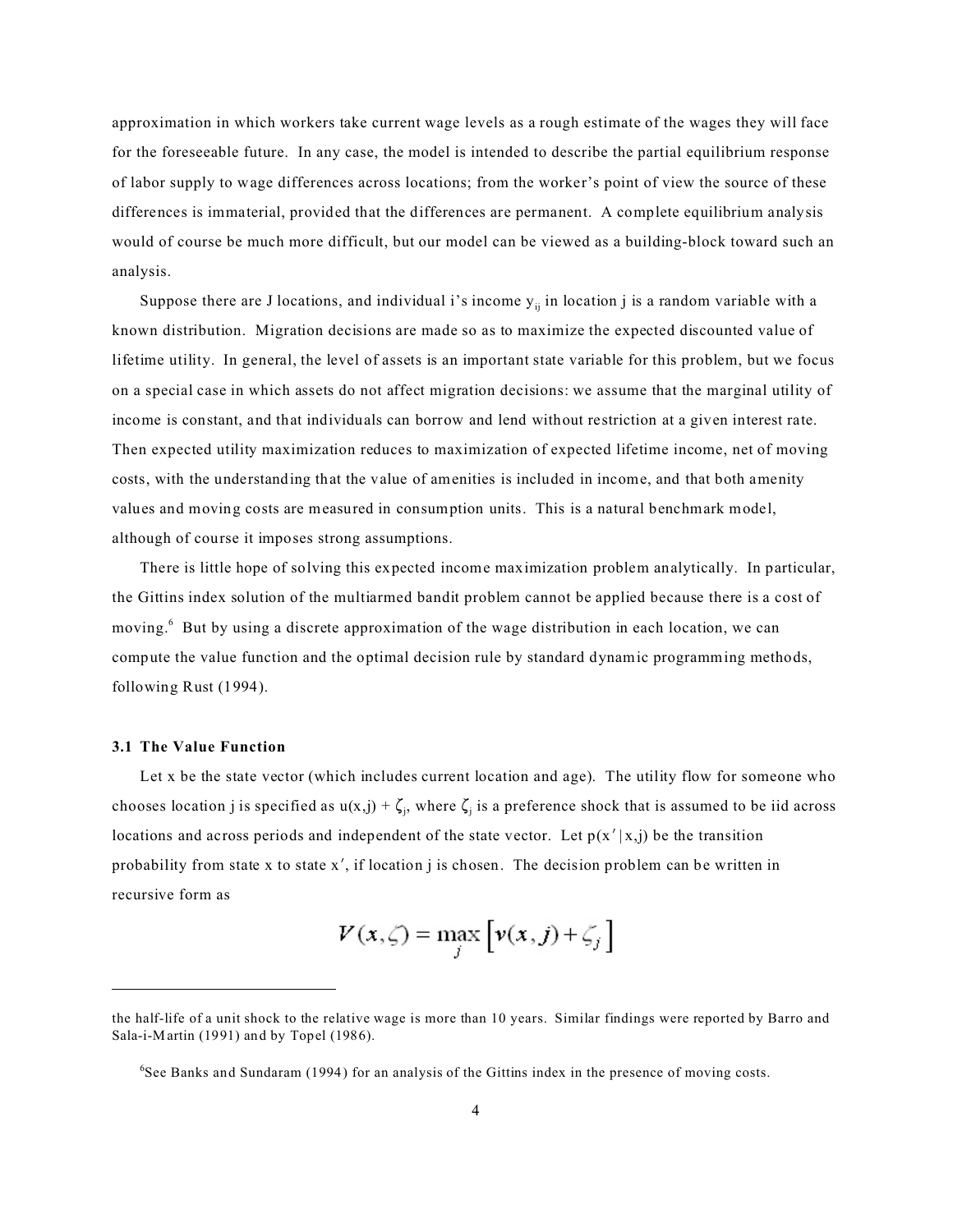approximation in which workers take current wage levels as a rough estimate of the wages they will face for the foreseeable future. In any case, the model is intended to describe the partial equilibrium response of labor supply to wage differences across locations; from the worker's point of view the source of these differences is immaterial, provided that the differences are permanent. A complete equilibrium analysis would of course be much more difficult, but our model can be viewed as a building-block toward such an analysis.

Suppose there are J locations, and individual i's income $y_{ij}$ in location j is a random variable with a known distribution. Migration decisions are made so as to maximize the expected discounted value of lifetime utility. In general, the level of assets is an important state variable for this problem, but we focus on a special case in which assets do not affect migration decisions: we assume that the marginal utility of income is constant, and that individuals can borrow and lend without restriction at a given interest rate. Then expected utility maximization reduces to maximization of expected lifetime income, net of moving costs, with the understanding that the value of amenities is included in income, and that both amenity values and moving costs are measured in consumption units. This is a natural benchmark model, although of course it imposes strong assumptions.

There is little hope of solving this expected income maximization problem analytically. In particular, the Gittins index solution of the multiarmed bandit problem cannot be applied because there is a cost of moving.[6] But by using a discrete approximation of the wage distribution in each location, we can compute the value function and the optimal decision rule by standard dynamic programming methods, following Rust (1994).

### 3.1 The Value Function

Let x be the state vector (which includes current location and age). The utility flow for someone who chooses location j is specified as $u(x,j) + \zeta_j$, where $\zeta_j$ is a preference shock that is assumed to be iid across locations and across periods and independent of the state vector. Let $p(x'|x,j)$ be the transition probability from state x to state x′, if location j is chosen. The decision problem can be written in recursive form as

$$V(x,\zeta) = \max_j \left[ v(x,j) + \zeta_j \right]$$

---

the half-life of a unit shock to the relative wage is more than 10 years. Similar findings were reported by Barro and Sala-i-Martin (1991) and by Topel (1986).

[6] See Banks and Sundaram (1994) for an analysis of the Gittins index in the presence of moving costs.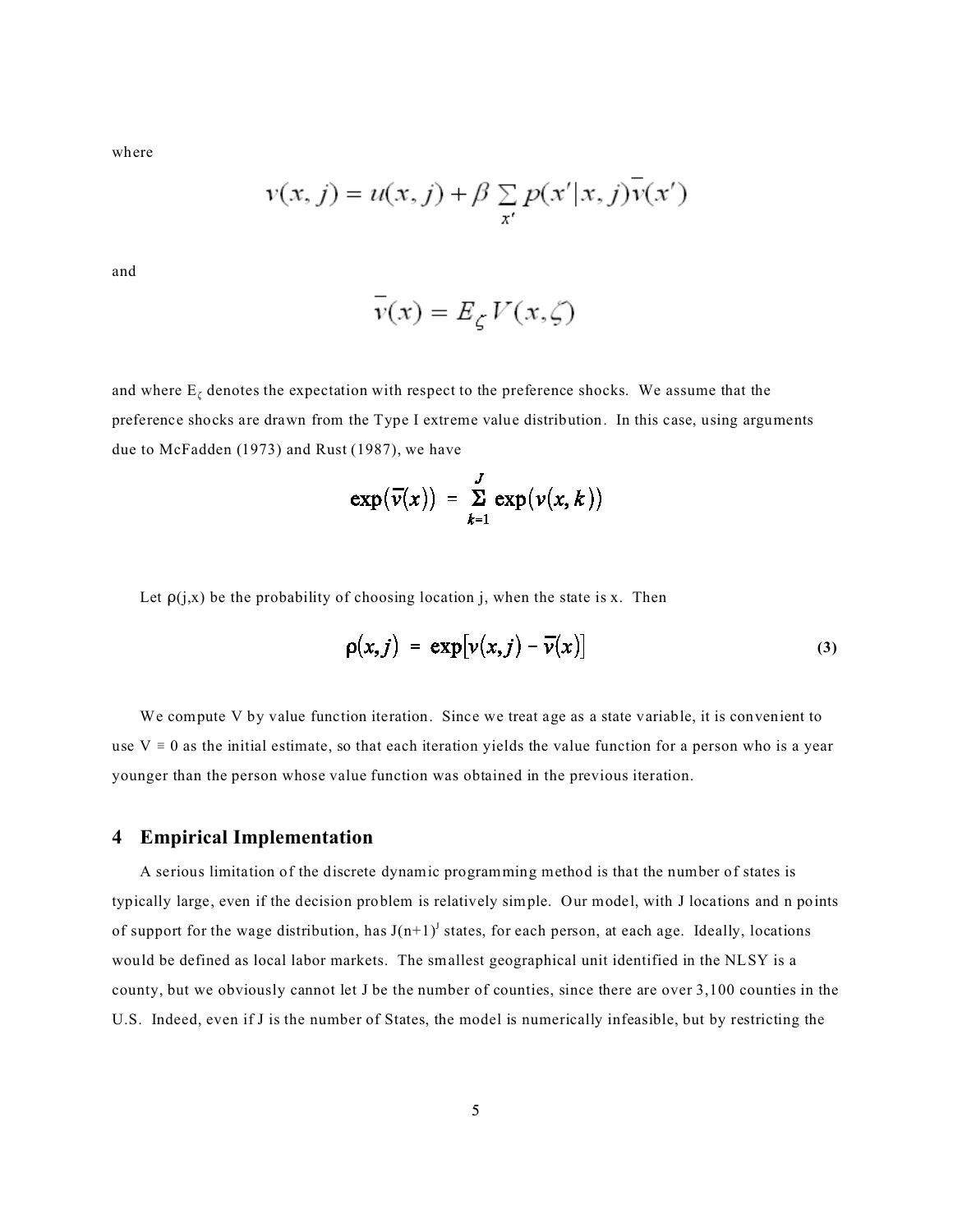where

$$v(x, j) = u(x, j) + \beta \sum_{x'} p(x'|x, j)\overline{v}(x')$$

and

$$\overline{v}(x) = E_{\zeta} V(x, \zeta)$$

and where $E_{\zeta}$ denotes the expectation with respect to the preference shocks. We assume that the preference shocks are drawn from the Type I extreme value distribution. In this case, using arguments due to McFadden (1973) and Rust (1987), we have

$$\exp(\overline{v}(x)) = \sum_{k=1}^{J} \exp(v(x, k))$$

Let $\rho(j,x)$ be the probability of choosing location j, when the state is x. Then

$$\rho(x,j) = \exp[v(x,j) - \overline{v}(x)] \tag{3}$$

We compute V by value function iteration. Since we treat age as a state variable, it is convenient to use $V \equiv 0$ as the initial estimate, so that each iteration yields the value function for a person who is a year younger than the person whose value function was obtained in the previous iteration.

## 4 Empirical Implementation

A serious limitation of the discrete dynamic programming method is that the number of states is typically large, even if the decision problem is relatively simple. Our model, with J locations and n points of support for the wage distribution, has $J(n+1)^J$ states, for each person, at each age. Ideally, locations would be defined as local labor markets. The smallest geographical unit identified in the NLSY is a county, but we obviously cannot let J be the number of counties, since there are over 3,100 counties in the U.S. Indeed, even if J is the number of States, the model is numerically infeasible, but by restricting the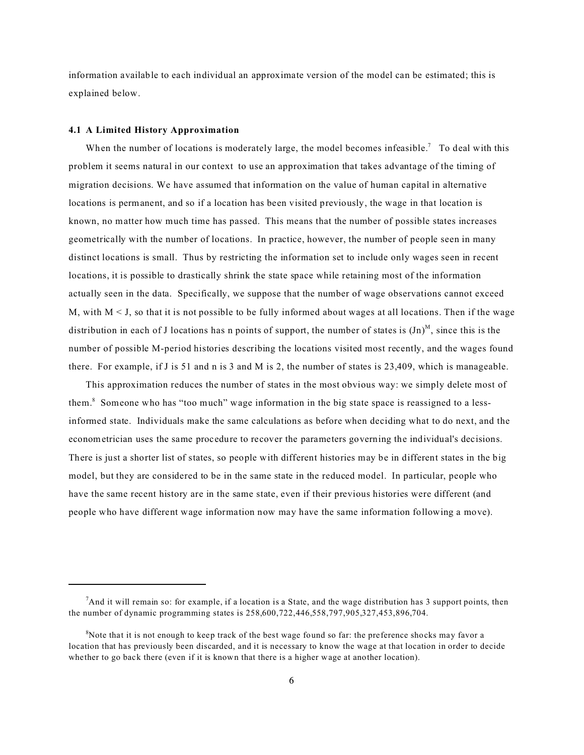information available to each individual an approximate version of the model can be estimated; this is explained below.

### 4.1 A Limited History Approximation

When the number of locations is moderately large, the model becomes infeasible.[7] To deal with this problem it seems natural in our context to use an approximation that takes advantage of the timing of migration decisions. We have assumed that information on the value of human capital in alternative locations is permanent, and so if a location has been visited previously, the wage in that location is known, no matter how much time has passed. This means that the number of possible states increases geometrically with the number of locations. In practice, however, the number of people seen in many distinct locations is small. Thus by restricting the information set to include only wages seen in recent locations, it is possible to drastically shrink the state space while retaining most of the information actually seen in the data. Specifically, we suppose that the number of wage observations cannot exceed M, with $M < J$, so that it is not possible to be fully informed about wages at all locations. Then if the wage distribution in each of J locations has n points of support, the number of states is $(Jn)^M$, since this is the number of possible M-period histories describing the locations visited most recently, and the wages found there. For example, if J is 51 and n is 3 and M is 2, the number of states is 23,409, which is manageable.

This approximation reduces the number of states in the most obvious way: we simply delete most of them.[8] Someone who has "too much" wage information in the big state space is reassigned to a less-informed state. Individuals make the same calculations as before when deciding what to do next, and the econometrician uses the same procedure to recover the parameters governing the individual's decisions. There is just a shorter list of states, so people with different histories may be in different states in the big model, but they are considered to be in the same state in the reduced model. In particular, people who have the same recent history are in the same state, even if their previous histories were different (and people who have different wage information now may have the same information following a move).

---

[7] And it will remain so: for example, if a location is a State, and the wage distribution has 3 support points, then the number of dynamic programming states is 258,600,722,446,558,797,905,327,453,896,704.

[8] Note that it is not enough to keep track of the best wage found so far: the preference shocks may favor a location that has previously been discarded, and it is necessary to know the wage at that location in order to decide whether to go back there (even if it is known that there is a higher wage at another location).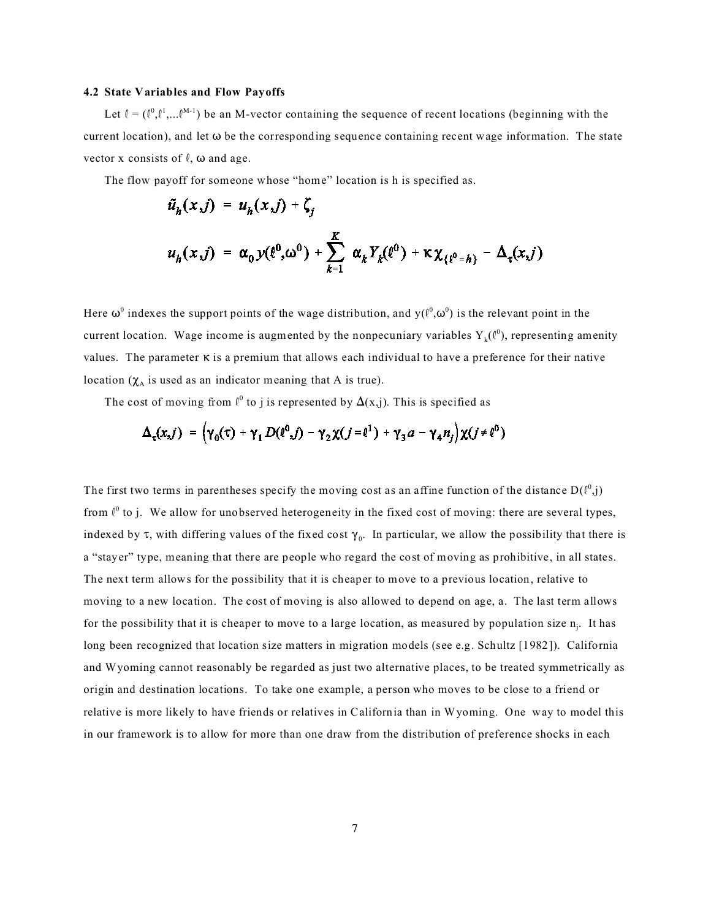### 4.2 State Variables and Flow Payoffs

Let $\ell = (\ell^0, \ell^1, \ldots \ell^{M-1})$ be an M-vector containing the sequence of recent locations (beginning with the current location), and let $\omega$ be the corresponding sequence containing recent wage information. The state vector x consists of $\ell$, $\omega$ and age.

The flow payoff for someone whose "home" location is h is specified as.

$$\tilde{u}_h(x,j) = u_h(x,j) + \zeta_j$$

$$u_h(x,j) = \alpha_0 y(\ell^0,\omega^0) + \sum_{k=1}^{K} \alpha_k Y_k(\ell^0) + \kappa \chi_{\{\ell^0 = h\}} - \Delta_\tau(x,j)$$

Here $\omega^0$ indexes the support points of the wage distribution, and $y(\ell^0,\omega^0)$ is the relevant point in the current location. Wage income is augmented by the nonpecuniary variables $Y_k(\ell^0)$, representing amenity values. The parameter $\kappa$ is a premium that allows each individual to have a preference for their native location ($\chi_A$ is used as an indicator meaning that A is true).

The cost of moving from $\ell^0$ to j is represented by $\Delta(x,j)$. This is specified as

$$\Delta_\tau(x,j) = \left(\gamma_0(\tau) + \gamma_1 D(\ell^0,j) - \gamma_2 \chi(j=\ell^1) + \gamma_3 a - \gamma_4 n_j\right)\chi(j \neq \ell^0)$$

The first two terms in parentheses specify the moving cost as an affine function of the distance $D(\ell^0,j)$ from $\ell^0$ to j. We allow for unobserved heterogeneity in the fixed cost of moving: there are several types, indexed by $\tau$, with differing values of the fixed cost $\gamma_0$. In particular, we allow the possibility that there is a "stayer" type, meaning that there are people who regard the cost of moving as prohibitive, in all states. The next term allows for the possibility that it is cheaper to move to a previous location, relative to moving to a new location. The cost of moving is also allowed to depend on age, a. The last term allows for the possibility that it is cheaper to move to a large location, as measured by population size $n_j$. It has long been recognized that location size matters in migration models (see e.g. Schultz [1982]). California and Wyoming cannot reasonably be regarded as just two alternative places, to be treated symmetrically as origin and destination locations. To take one example, a person who moves to be close to a friend or relative is more likely to have friends or relatives in California than in Wyoming. One way to model this in our framework is to allow for more than one draw from the distribution of preference shocks in each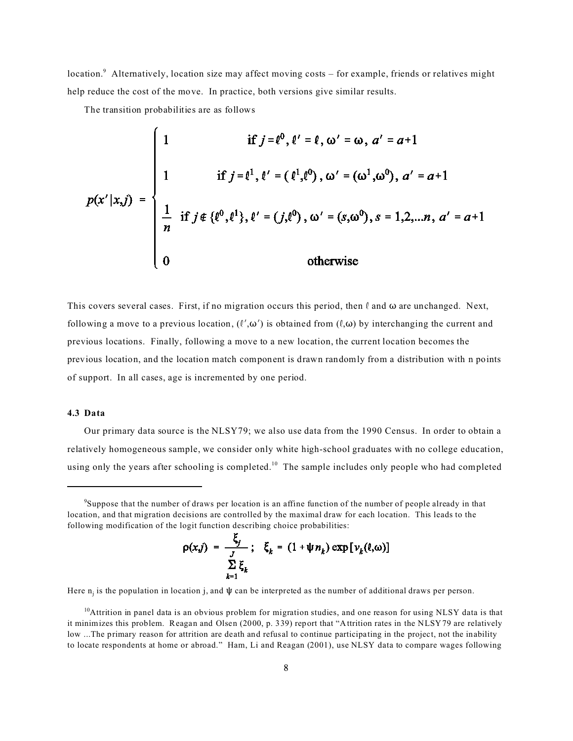location.[9] Alternatively, location size may affect moving costs – for example, friends or relatives might help reduce the cost of the move. In practice, both versions give similar results.

The transition probabilities are as follows

$$
p(x'|x,j) = \begin{cases} 1 & \text{if } j = \ell^0,\ \ell' = \ell,\ \omega' = \omega,\ a' = a+1 \\ \\ 1 & \text{if } j = \ell^1,\ \ell' = (\ell^1, \ell^0),\ \omega' = (\omega^1, \omega^0),\ a' = a+1 \\ \\ \dfrac{1}{n} & \text{if } j \notin \{\ell^0, \ell^1\},\ \ell' = (j, \ell^0),\ \omega' = (s, \omega^0),\ s = 1,2,...n,\ a' = a+1 \\ \\ 0 & \text{otherwise} \end{cases}
$$

This covers several cases. First, if no migration occurs this period, then $\ell$ and $\omega$ are unchanged. Next, following a move to a previous location, $(\ell',\omega')$ is obtained from $(\ell,\omega)$ by interchanging the current and previous locations. Finally, following a move to a new location, the current location becomes the previous location, and the location match component is drawn randomly from a distribution with n points of support. In all cases, age is incremented by one period.

### 4.3 Data

Our primary data source is the NLSY79; we also use data from the 1990 Census. In order to obtain a relatively homogeneous sample, we consider only white high-school graduates with no college education, using only the years after schooling is completed.[10] The sample includes only people who had completed

---

[9] Suppose that the number of draws per location is an affine function of the number of people already in that location, and that migration decisions are controlled by the maximal draw for each location. This leads to the following modification of the logit function describing choice probabilities:

$$
\rho(x,j) = \frac{\xi_j}{\sum_{k=1}^{J} \xi_k}; \quad \xi_k = (1 + \psi n_k) \exp[v_k(\ell,\omega)]
$$

Here $n_j$ is the population in location j, and $\psi$ can be interpreted as the number of additional draws per person.

[10] Attrition in panel data is an obvious problem for migration studies, and one reason for using NLSY data is that it minimizes this problem. Reagan and Olsen (2000, p. 339) report that "Attrition rates in the NLSY79 are relatively low ...The primary reason for attrition are death and refusal to continue participating in the project, not the inability to locate respondents at home or abroad." Ham, Li and Reagan (2001), use NLSY data to compare wages following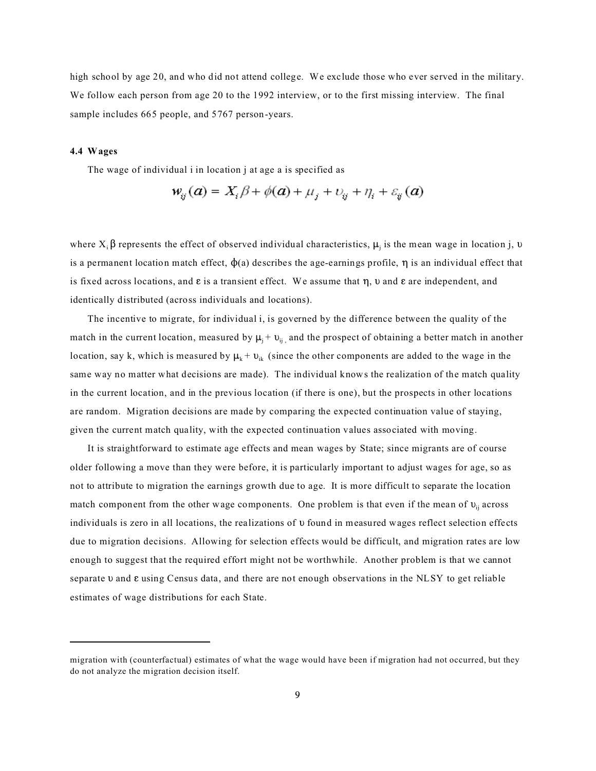high school by age 20, and who did not attend college. We exclude those who ever served in the military. We follow each person from age 20 to the 1992 interview, or to the first missing interview. The final sample includes 665 people, and 5767 person-years.

### 4.4 Wages

The wage of individual i in location j at age a is specified as

$$w_{ij}(a) = X_i\beta + \phi(a) + \mu_j + \upsilon_{ij} + \eta_i + \varepsilon_{ij}(a)$$

where $X_i\beta$ represents the effect of observed individual characteristics, $\mu_j$ is the mean wage in location j, $\upsilon$ is a permanent location match effect, $\phi(a)$ describes the age-earnings profile, $\eta$ is an individual effect that is fixed across locations, and $\varepsilon$ is a transient effect. We assume that $\eta$, $\upsilon$ and $\varepsilon$ are independent, and identically distributed (across individuals and locations).

The incentive to migrate, for individual i, is governed by the difference between the quality of the match in the current location, measured by $\mu_j + \upsilon_{ij}$, and the prospect of obtaining a better match in another location, say k, which is measured by $\mu_k + \upsilon_{ik}$ (since the other components are added to the wage in the same way no matter what decisions are made). The individual knows the realization of the match quality in the current location, and in the previous location (if there is one), but the prospects in other locations are random. Migration decisions are made by comparing the expected continuation value of staying, given the current match quality, with the expected continuation values associated with moving.

It is straightforward to estimate age effects and mean wages by State; since migrants are of course older following a move than they were before, it is particularly important to adjust wages for age, so as not to attribute to migration the earnings growth due to age. It is more difficult to separate the location match component from the other wage components. One problem is that even if the mean of $\upsilon_{ij}$ across individuals is zero in all locations, the realizations of $\upsilon$ found in measured wages reflect selection effects due to migration decisions. Allowing for selection effects would be difficult, and migration rates are low enough to suggest that the required effort might not be worthwhile. Another problem is that we cannot separate $\upsilon$ and $\varepsilon$ using Census data, and there are not enough observations in the NLSY to get reliable estimates of wage distributions for each State.

---

migration with (counterfactual) estimates of what the wage would have been if migration had not occurred, but they do not analyze the migration decision itself.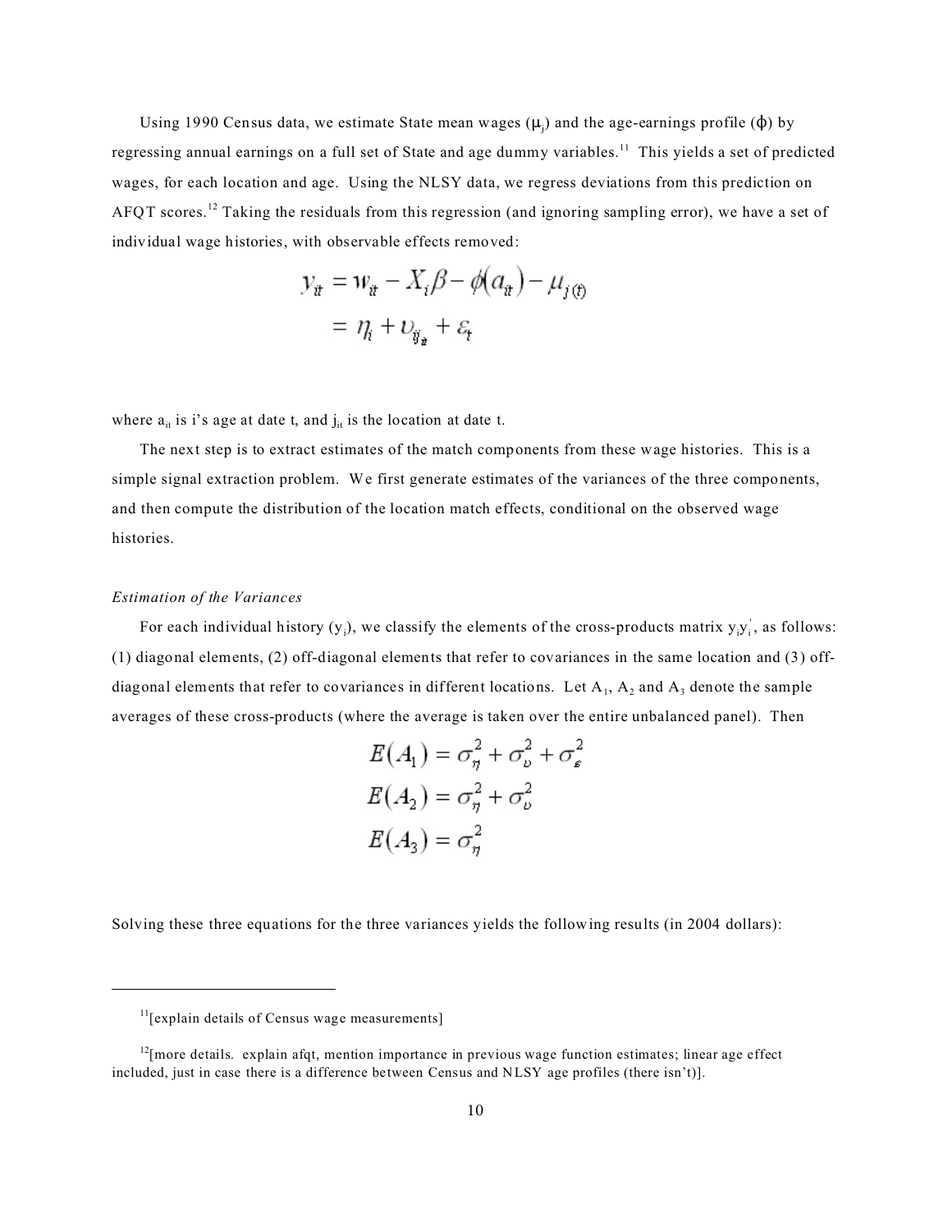Using 1990 Census data, we estimate State mean wages ($\mu_j$) and the age-earnings profile ($\phi$) by regressing annual earnings on a full set of State and age dummy variables.[11] This yields a set of predicted wages, for each location and age. Using the NLSY data, we regress deviations from this prediction on AFQT scores.[12] Taking the residuals from this regression (and ignoring sampling error), we have a set of individual wage histories, with observable effects removed:

$$
\begin{aligned}
y_{it} &= w_{it} - X_i\beta - \phi(a_{it}) - \mu_{j(t)} \\
&= \eta_i + \upsilon_{ij_{it}} + \varepsilon_t
\end{aligned}
$$

where $a_{it}$ is i's age at date t, and $j_{it}$ is the location at date t.

The next step is to extract estimates of the match components from these wage histories. This is a simple signal extraction problem. We first generate estimates of the variances of the three components, and then compute the distribution of the location match effects, conditional on the observed wage histories.

*Estimation of the Variances*

For each individual history ($y_i$), we classify the elements of the cross-products matrix $y_i y_i'$, as follows: (1) diagonal elements, (2) off-diagonal elements that refer to covariances in the same location and (3) off-diagonal elements that refer to covariances in different locations. Let $A_1$, $A_2$ and $A_3$ denote the sample averages of these cross-products (where the average is taken over the entire unbalanced panel). Then

$$
\begin{aligned}
E(A_1) &= \sigma_\eta^2 + \sigma_\upsilon^2 + \sigma_\varepsilon^2 \\
E(A_2) &= \sigma_\eta^2 + \sigma_\upsilon^2 \\
E(A_3) &= \sigma_\eta^2
\end{aligned}
$$

Solving these three equations for the three variances yields the following results (in 2004 dollars):

---

[11] [explain details of Census wage measurements]

[12] [more details. explain afqt, mention importance in previous wage function estimates; linear age effect included, just in case there is a difference between Census and NLSY age profiles (there isn't)].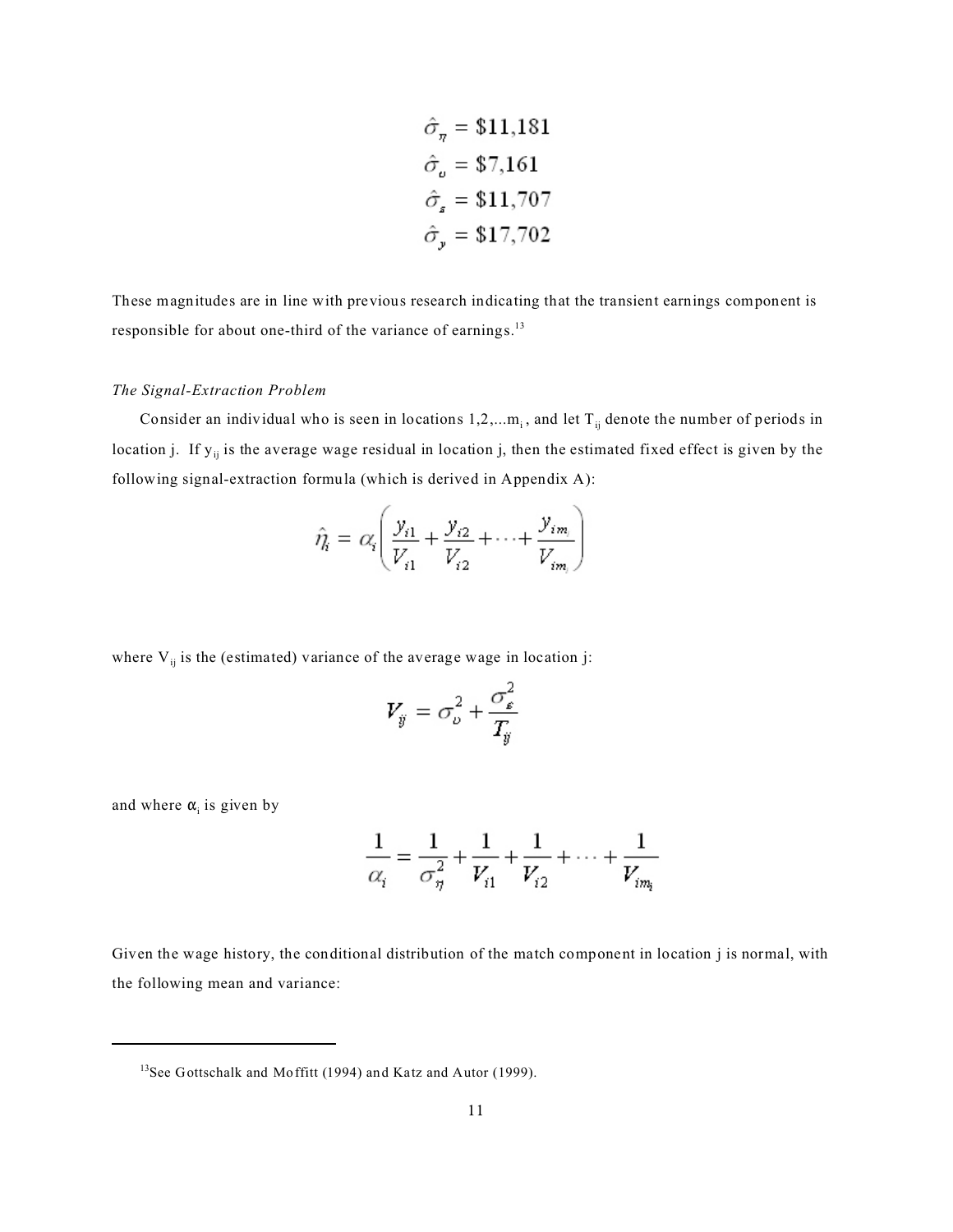$$\hat{\sigma}_{\eta} = \$11{,}181$$
$$\hat{\sigma}_{\upsilon} = \$7{,}161$$
$$\hat{\sigma}_{\varepsilon} = \$11{,}707$$
$$\hat{\sigma}_{y} = \$17{,}702$$

These magnitudes are in line with previous research indicating that the transient earnings component is responsible for about one-third of the variance of earnings.[13]

*The Signal-Extraction Problem*

Consider an individual who is seen in locations $1,2,...m_i$, and let $T_{ij}$ denote the number of periods in location j. If $y_{ij}$ is the average wage residual in location j, then the estimated fixed effect is given by the following signal-extraction formula (which is derived in Appendix A):

$$\hat{\eta}_i = \alpha_i \left( \frac{y_{i1}}{V_{i1}} + \frac{y_{i2}}{V_{i2}} + \cdots + \frac{y_{im_i}}{V_{im_i}} \right)$$

where $V_{ij}$ is the (estimated) variance of the average wage in location j:

$$V_{ij} = \sigma_{\upsilon}^2 + \frac{\sigma_{\varepsilon}^2}{T_{ij}}$$

and where $\alpha_i$ is given by

$$\frac{1}{\alpha_i} = \frac{1}{\sigma_{\eta}^2} + \frac{1}{V_{i1}} + \frac{1}{V_{i2}} + \cdots + \frac{1}{V_{im_i}}$$

Given the wage history, the conditional distribution of the match component in location j is normal, with the following mean and variance:

---

[13] See Gottschalk and Moffitt (1994) and Katz and Autor (1999).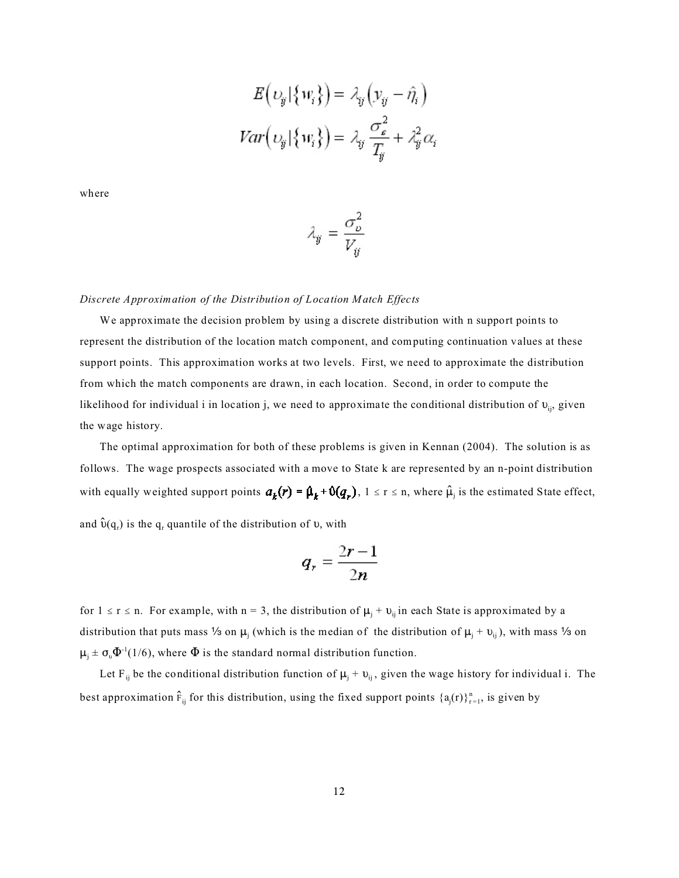$$E\left(\upsilon_{ij} \mid \{w_i\}\right) = \lambda_{ij}\left(y_{ij} - \hat{\eta}_i\right)$$

$$Var\left(\upsilon_{ij} \mid \{w_i\}\right) = \lambda_{ij}\frac{\sigma_\varepsilon^2}{T_{ij}} + \lambda_{ij}^2 \alpha_i$$

where

$$\lambda_{ij} = \frac{\sigma_\upsilon^2}{V_{ij}}$$

*Discrete Approximation of the Distribution of Location Match Effects*

We approximate the decision problem by using a discrete distribution with n support points to represent the distribution of the location match component, and computing continuation values at these support points. This approximation works at two levels. First, we need to approximate the distribution from which the match components are drawn, in each location. Second, in order to compute the likelihood for individual i in location j, we need to approximate the conditional distribution of $\upsilon_{ij}$, given the wage history.

The optimal approximation for both of these problems is given in Kennan (2004). The solution is as follows. The wage prospects associated with a move to State k are represented by an n-point distribution with equally weighted support points $a_k(r) = \hat{\mu}_k + \hat{\upsilon}(q_r)$, $1 \le r \le n$, where $\hat{\mu}_j$ is the estimated State effect, and $\hat{\upsilon}(q_r)$ is the $q_r$ quantile of the distribution of $\upsilon$, with

$$q_r = \frac{2r-1}{2n}$$

for $1 \le r \le n$. For example, with n = 3, the distribution of $\mu_j + \upsilon_{ij}$ in each State is approximated by a distribution that puts mass ⅓ on $\mu_j$ (which is the median of the distribution of $\mu_j + \upsilon_{ij}$), with mass ⅓ on $\mu_j \pm \sigma_\upsilon \Phi^{-1}(1/6)$, where $\Phi$ is the standard normal distribution function.

Let $F_{ij}$ be the conditional distribution function of $\mu_j + \upsilon_{ij}$, given the wage history for individual i. The best approximation $\hat{F}_{ij}$ for this distribution, using the fixed support points $\{a_j(r)\}_{r=1}^{n}$, is given by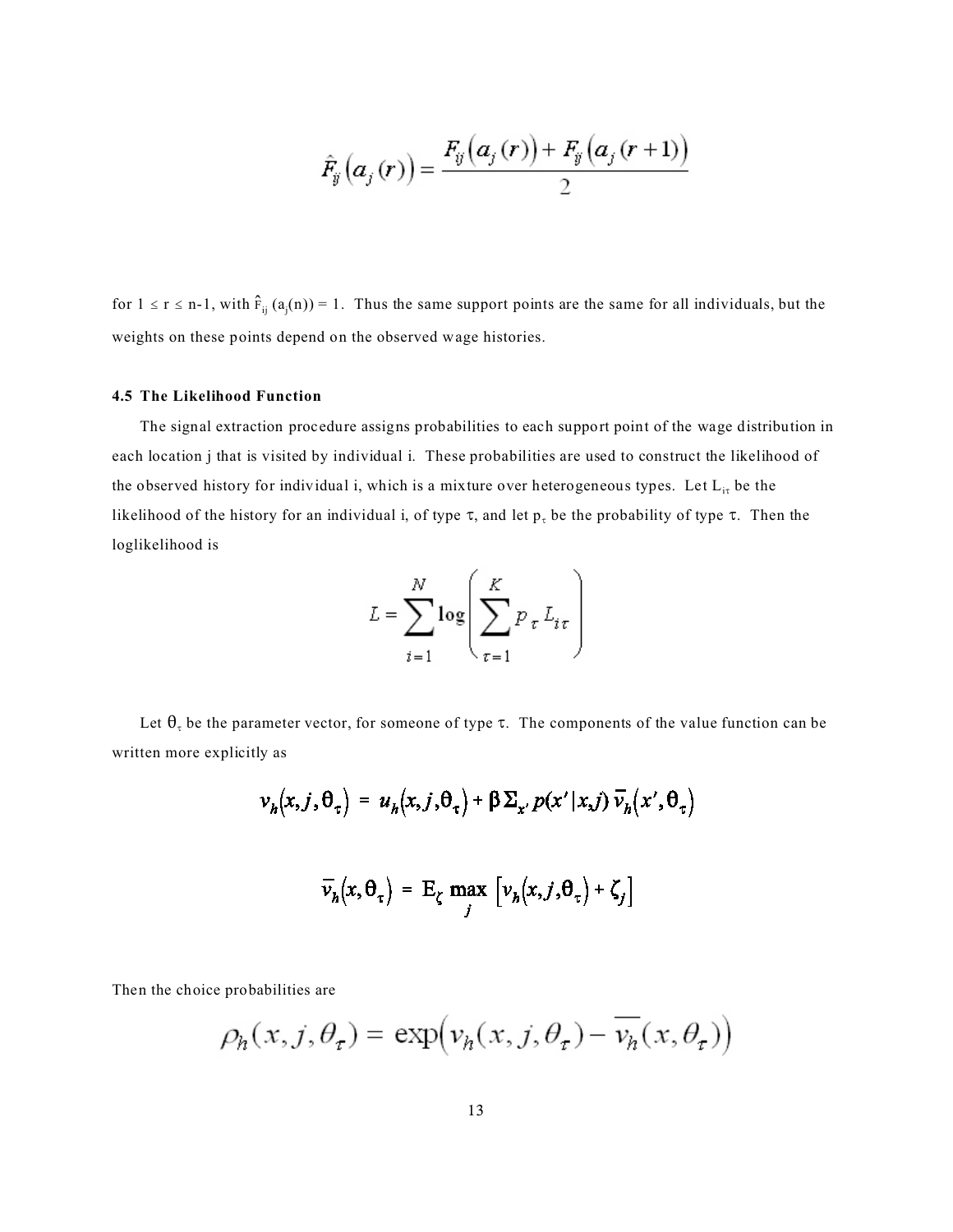$$\hat{F}_{ij}\left(a_j(r)\right) = \frac{F_{ij}\left(a_j(r)\right) + F_{ij}\left(a_j(r+1)\right)}{2}$$

for $1 \leq r \leq n\text{-}1$, with $\hat{F}_{ij}(a_j(n)) = 1$. Thus the same support points are the same for all individuals, but the weights on these points depend on the observed wage histories.

### 4.5 The Likelihood Function

The signal extraction procedure assigns probabilities to each support point of the wage distribution in each location j that is visited by individual i. These probabilities are used to construct the likelihood of the observed history for individual i, which is a mixture over heterogeneous types. Let $L_{i\tau}$ be the likelihood of the history for an individual i, of type $\tau$, and let $p_\tau$ be the probability of type $\tau$. Then the loglikelihood is

$$L = \sum_{i=1}^{N} \log\left(\sum_{\tau=1}^{K} p_\tau L_{i\tau}\right)$$

Let $\theta_\tau$ be the parameter vector, for someone of type $\tau$. The components of the value function can be written more explicitly as

$$v_h(x, j, \theta_\tau) = u_h(x, j, \theta_\tau) + \beta \Sigma_{x'} p(x' | x, j) \, \bar{v}_h(x', \theta_\tau)$$

$$\bar{v}_h(x, \theta_\tau) = \mathrm{E}_\zeta \max_j \left[v_h(x, j, \theta_\tau) + \zeta_j\right]$$

Then the choice probabilities are

$$\rho_h(x, j, \theta_\tau) = \exp\left(v_h(x, j, \theta_\tau) - \overline{v_h}(x, \theta_\tau)\right)$$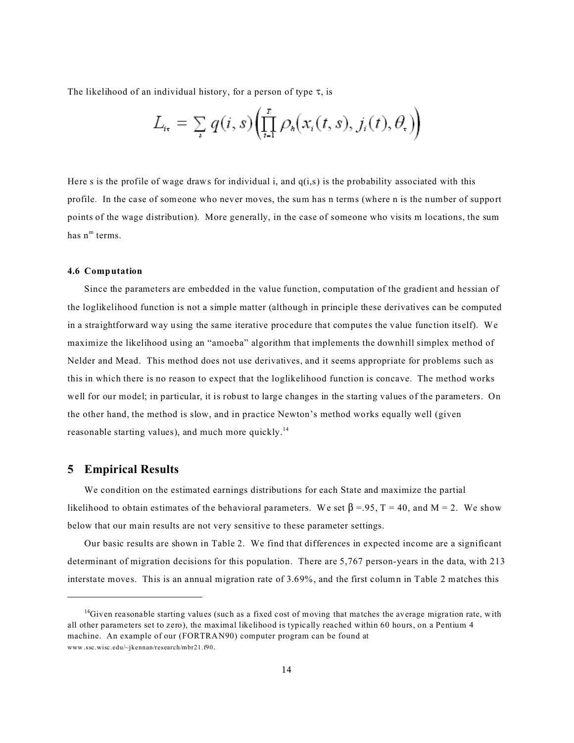The likelihood of an individual history, for a person of type $\tau$, is

$$L_{i\tau} = \sum_{s} q(i,s) \left( \prod_{t=1}^{T} \rho_h \big( x_i(t,s), j_i(t), \theta_\tau \big) \right)$$

Here s is the profile of wage draws for individual i, and q(i,s) is the probability associated with this profile. In the case of someone who never moves, the sum has n terms (where n is the number of support points of the wage distribution). More generally, in the case of someone who visits m locations, the sum has $n^m$ terms.

#### 4.6 Computation

Since the parameters are embedded in the value function, computation of the gradient and hessian of the loglikelihood function is not a simple matter (although in principle these derivatives can be computed in a straightforward way using the same iterative procedure that computes the value function itself). We maximize the likelihood using an "amoeba" algorithm that implements the downhill simplex method of Nelder and Mead. This method does not use derivatives, and it seems appropriate for problems such as this in which there is no reason to expect that the loglikelihood function is concave. The method works well for our model; in particular, it is robust to large changes in the starting values of the parameters. On the other hand, the method is slow, and in practice Newton's method works equally well (given reasonable starting values), and much more quickly.[14]

## 5 Empirical Results

We condition on the estimated earnings distributions for each State and maximize the partial likelihood to obtain estimates of the behavioral parameters. We set $\beta$ =.95, T = 40, and M = 2. We show below that our main results are not very sensitive to these parameter settings.

Our basic results are shown in Table 2. We find that differences in expected income are a significant determinant of migration decisions for this population. There are 5,767 person-years in the data, with 213 interstate moves. This is an annual migration rate of 3.69%, and the first column in Table 2 matches this

---

[14] Given reasonable starting values (such as a fixed cost of moving that matches the average migration rate, with all other parameters set to zero), the maximal likelihood is typically reached within 60 hours, on a Pentium 4 machine. An example of our (FORTRAN90) computer program can be found at www.ssc.wisc.edu/~jkennan/research/mbr21.f90.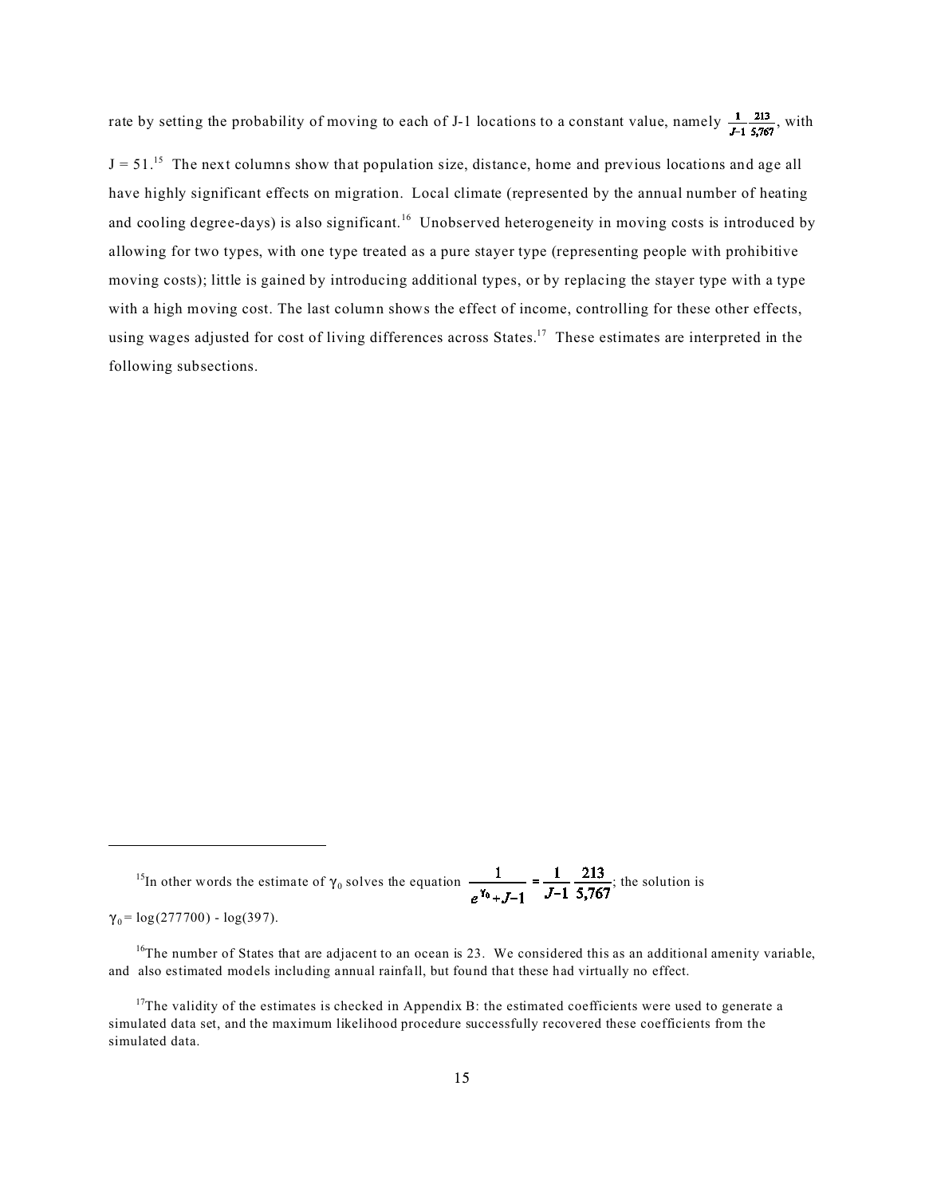rate by setting the probability of moving to each of J-1 locations to a constant value, namely $\frac{1}{J\text{-}1}\frac{213}{5{,}767}$, with $J = 51$.[15] The next columns show that population size, distance, home and previous locations and age all have highly significant effects on migration. Local climate (represented by the annual number of heating and cooling degree-days) is also significant.[16] Unobserved heterogeneity in moving costs is introduced by allowing for two types, with one type treated as a pure stayer type (representing people with prohibitive moving costs); little is gained by introducing additional types, or by replacing the stayer type with a type with a high moving cost. The last column shows the effect of income, controlling for these other effects, using wages adjusted for cost of living differences across States.[17] These estimates are interpreted in the following subsections.

---

[15]In other words the estimate of $\gamma_0$ solves the equation $\frac{1}{e^{\gamma_0}+J\text{-}1} = \frac{1}{J\text{-}1}\frac{213}{5{,}767}$; the solution is $\gamma_0 = \log(277700) - \log(397)$.

[16]The number of States that are adjacent to an ocean is 23. We considered this as an additional amenity variable, and also estimated models including annual rainfall, but found that these had virtually no effect.

[17]The validity of the estimates is checked in Appendix B: the estimated coefficients were used to generate a simulated data set, and the maximum likelihood procedure successfully recovered these coefficients from the simulated data.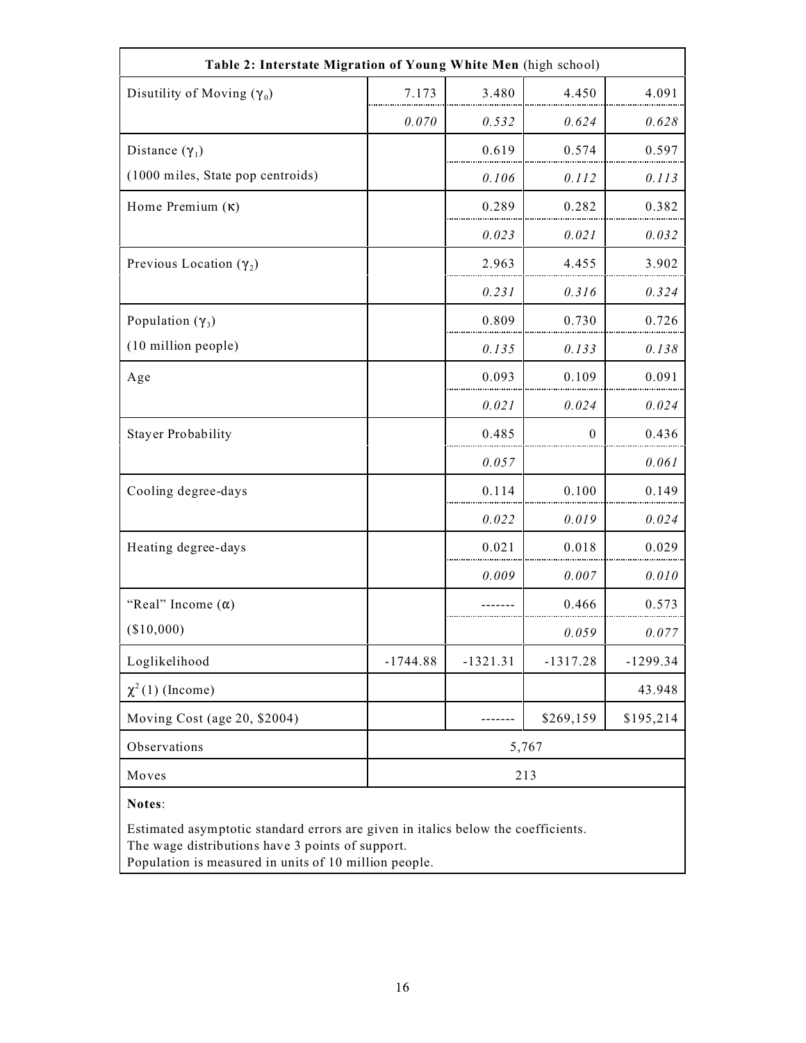**Table 2: Interstate Migration of Young White Men** (high school)

| | | | | |
|---|---|---|---|---|
| Disutility of Moving ($\gamma_0$) | 7.173 | 3.480 | 4.450 | 4.091 |
| | *0.070* | *0.532* | *0.624* | *0.628* |
| Distance ($\gamma_1$) | | 0.619 | 0.574 | 0.597 |
| (1000 miles, State pop centroids) | | *0.106* | *0.112* | *0.113* |
| Home Premium ($\kappa$) | | 0.289 | 0.282 | 0.382 |
| | | *0.023* | *0.021* | *0.032* |
| Previous Location ($\gamma_2$) | | 2.963 | 4.455 | 3.902 |
| | | *0.231* | *0.316* | *0.324* |
| Population ($\gamma_3$) | | 0.809 | 0.730 | 0.726 |
| (10 million people) | | *0.135* | *0.133* | *0.138* |
| Age | | 0.093 | 0.109 | 0.091 |
| | | *0.021* | *0.024* | *0.024* |
| Stayer Probability | | 0.485 | 0 | 0.436 |
| | | *0.057* | | *0.061* |
| Cooling degree-days | | 0.114 | 0.100 | 0.149 |
| | | *0.022* | *0.019* | *0.024* |
| Heating degree-days | | 0.021 | 0.018 | 0.029 |
| | | *0.009* | *0.007* | *0.010* |
| "Real" Income ($\alpha$) | | ------- | 0.466 | 0.573 |
| (\$10,000) | | | *0.059* | *0.077* |
| Loglikelihood | -1744.88 | -1321.31 | -1317.28 | -1299.34 |
| $\chi^2(1)$ (Income) | | | | 43.948 |
| Moving Cost (age 20, \$2004) | | ------- | \$269,159 | \$195,214 |
| Observations | 5,767 | | | |
| Moves | 213 | | | |

**Notes**:

Estimated asymptotic standard errors are given in italics below the coefficients.
The wage distributions have 3 points of support.
Population is measured in units of 10 million people.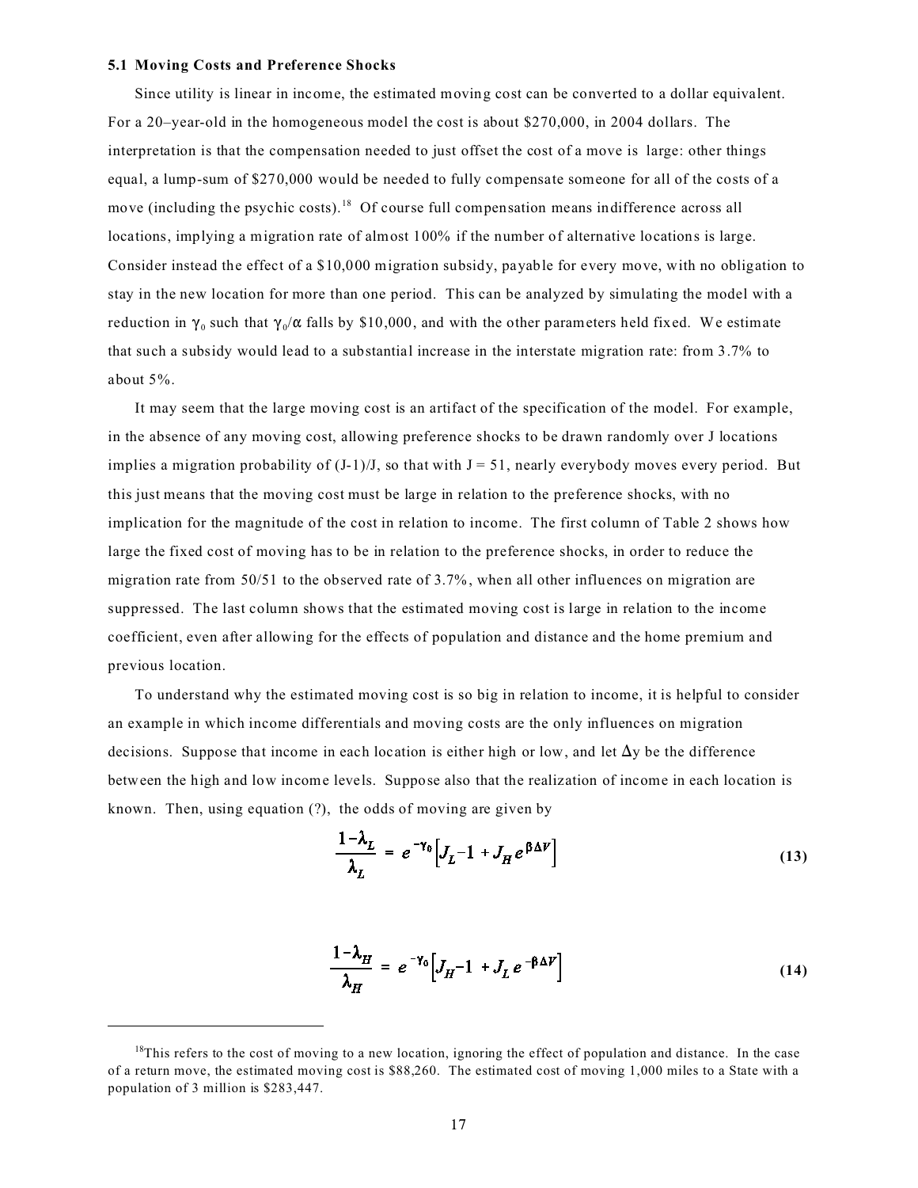### 5.1 Moving Costs and Preference Shocks

Since utility is linear in income, the estimated moving cost can be converted to a dollar equivalent. For a 20–year-old in the homogeneous model the cost is about $270,000, in 2004 dollars. The interpretation is that the compensation needed to just offset the cost of a move is large: other things equal, a lump-sum of $270,000 would be needed to fully compensate someone for all of the costs of a move (including the psychic costs).[18] Of course full compensation means indifference across all locations, implying a migration rate of almost 100% if the number of alternative locations is large. Consider instead the effect of a $10,000 migration subsidy, payable for every move, with no obligation to stay in the new location for more than one period. This can be analyzed by simulating the model with a reduction in $\gamma_0$ such that $\gamma_0/\alpha$ falls by $10,000, and with the other parameters held fixed. We estimate that such a subsidy would lead to a substantial increase in the interstate migration rate: from 3.7% to about 5%.

It may seem that the large moving cost is an artifact of the specification of the model. For example, in the absence of any moving cost, allowing preference shocks to be drawn randomly over J locations implies a migration probability of (J-1)/J, so that with J = 51, nearly everybody moves every period. But this just means that the moving cost must be large in relation to the preference shocks, with no implication for the magnitude of the cost in relation to income. The first column of Table 2 shows how large the fixed cost of moving has to be in relation to the preference shocks, in order to reduce the migration rate from 50/51 to the observed rate of 3.7%, when all other influences on migration are suppressed. The last column shows that the estimated moving cost is large in relation to the income coefficient, even after allowing for the effects of population and distance and the home premium and previous location.

To understand why the estimated moving cost is so big in relation to income, it is helpful to consider an example in which income differentials and moving costs are the only influences on migration decisions. Suppose that income in each location is either high or low, and let $\Delta y$ be the difference between the high and low income levels. Suppose also that the realization of income in each location is known. Then, using equation (?), the odds of moving are given by

$$\frac{1-\lambda_L}{\lambda_L} = e^{-\gamma_0}\left[J_L - 1 + J_H e^{\beta \Delta V}\right] \tag{13}$$

$$\frac{1-\lambda_H}{\lambda_H} = e^{-\gamma_0}\left[J_H - 1 + J_L e^{-\beta \Delta V}\right] \tag{14}$$

[18] This refers to the cost of moving to a new location, ignoring the effect of population and distance. In the case of a return move, the estimated moving cost is $88,260. The estimated cost of moving 1,000 miles to a State with a population of 3 million is $283,447.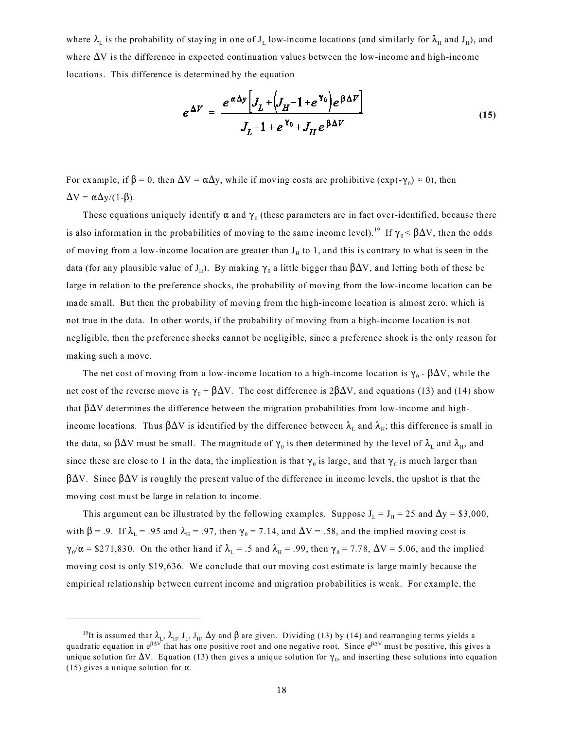where $\lambda_L$ is the probability of staying in one of $J_L$ low-income locations (and similarly for $\lambda_H$ and $J_H$), and where $\Delta V$ is the difference in expected continuation values between the low-income and high-income locations. This difference is determined by the equation

$$e^{\Delta V} = \frac{e^{\alpha \Delta y}\left[J_L + \left(J_H - 1 + e^{\gamma_0}\right)e^{\beta \Delta V}\right]}{J_L - 1 + e^{\gamma_0} + J_H e^{\beta \Delta V}} \tag{15}$$

For example, if $\beta = 0$, then $\Delta V = \alpha \Delta y$, while if moving costs are prohibitive ($\exp(-\gamma_0) \approx 0$), then $\Delta V = \alpha \Delta y/(1-\beta)$.

These equations uniquely identify $\alpha$ and $\gamma_0$ (these parameters are in fact over-identified, because there is also information in the probabilities of moving to the same income level).[19] If $\gamma_0 < \beta \Delta V$, then the odds of moving from a low-income location are greater than $J_H$ to 1, and this is contrary to what is seen in the data (for any plausible value of $J_H$). By making $\gamma_0$ a little bigger than $\beta \Delta V$, and letting both of these be large in relation to the preference shocks, the probability of moving from the low-income location can be made small. But then the probability of moving from the high-income location is almost zero, which is not true in the data. In other words, if the probability of moving from a high-income location is not negligible, then the preference shocks cannot be negligible, since a preference shock is the only reason for making such a move.

The net cost of moving from a low-income location to a high-income location is $\gamma_0 - \beta \Delta V$, while the net cost of the reverse move is $\gamma_0 + \beta \Delta V$. The cost difference is $2\beta \Delta V$, and equations (13) and (14) show that $\beta \Delta V$ determines the difference between the migration probabilities from low-income and high-income locations. Thus $\beta \Delta V$ is identified by the difference between $\lambda_L$ and $\lambda_H$; this difference is small in the data, so $\beta \Delta V$ must be small. The magnitude of $\gamma_0$ is then determined by the level of $\lambda_L$ and $\lambda_H$, and since these are close to 1 in the data, the implication is that $\gamma_0$ is large, and that $\gamma_0$ is much larger than $\beta \Delta V$. Since $\beta \Delta V$ is roughly the present value of the difference in income levels, the upshot is that the moving cost must be large in relation to income.

This argument can be illustrated by the following examples. Suppose $J_L = J_H = 25$ and $\Delta y = \$3{,}000$, with $\beta = .9$. If $\lambda_L = .95$ and $\lambda_H = .97$, then $\gamma_0 = 7.14$, and $\Delta V = .58$, and the implied moving cost is $\gamma_0/\alpha = \$271{,}830$. On the other hand if $\lambda_L = .5$ and $\lambda_H = .99$, then $\gamma_0 = 7.78$, $\Delta V = 5.06$, and the implied moving cost is only \$19,636. We conclude that our moving cost estimate is large mainly because the empirical relationship between current income and migration probabilities is weak. For example, the

---

[19] It is assumed that $\lambda_L$, $\lambda_H$, $J_L$, $J_H$, $\Delta y$ and $\beta$ are given. Dividing (13) by (14) and rearranging terms yields a quadratic equation in $e^{\beta \Delta V}$ that has one positive root and one negative root. Since $e^{\beta \Delta V}$ must be positive, this gives a unique solution for $\Delta V$. Equation (13) then gives a unique solution for $\gamma_0$, and inserting these solutions into equation (15) gives a unique solution for $\alpha$.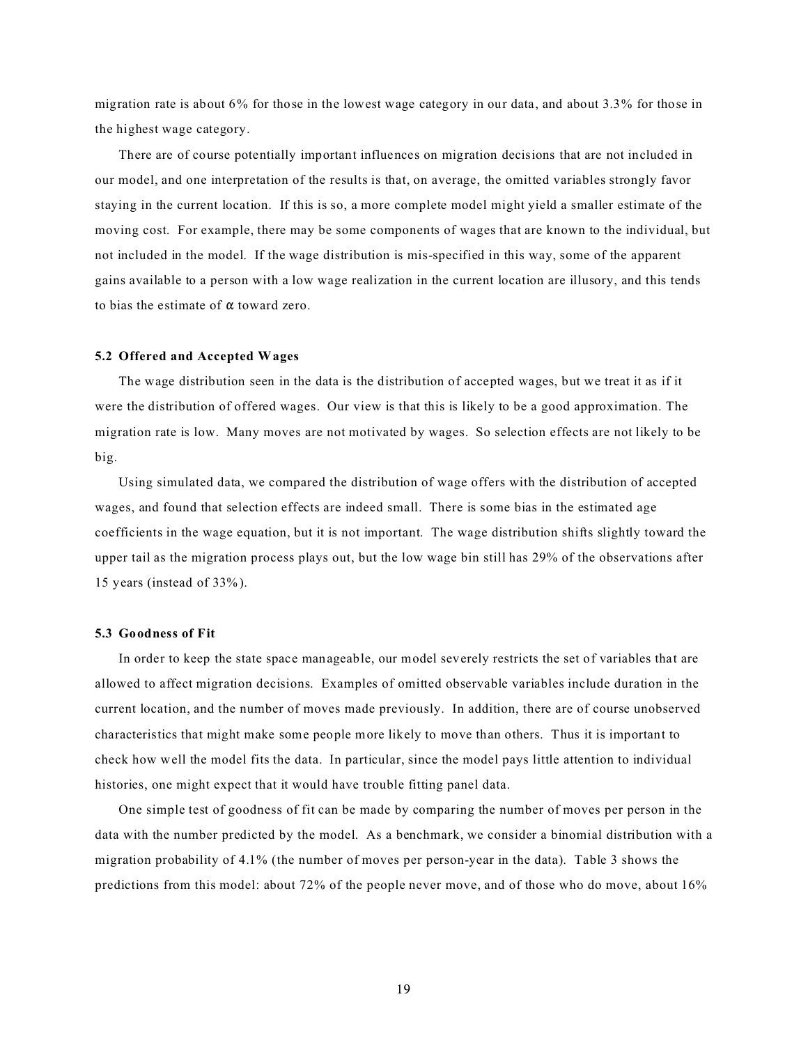migration rate is about 6% for those in the lowest wage category in our data, and about 3.3% for those in the highest wage category.

There are of course potentially important influences on migration decisions that are not included in our model, and one interpretation of the results is that, on average, the omitted variables strongly favor staying in the current location. If this is so, a more complete model might yield a smaller estimate of the moving cost. For example, there may be some components of wages that are known to the individual, but not included in the model. If the wage distribution is mis-specified in this way, some of the apparent gains available to a person with a low wage realization in the current location are illusory, and this tends to bias the estimate of $\alpha$ toward zero.

### 5.2 Offered and Accepted Wages

The wage distribution seen in the data is the distribution of accepted wages, but we treat it as if it were the distribution of offered wages. Our view is that this is likely to be a good approximation. The migration rate is low. Many moves are not motivated by wages. So selection effects are not likely to be big.

Using simulated data, we compared the distribution of wage offers with the distribution of accepted wages, and found that selection effects are indeed small. There is some bias in the estimated age coefficients in the wage equation, but it is not important. The wage distribution shifts slightly toward the upper tail as the migration process plays out, but the low wage bin still has 29% of the observations after 15 years (instead of 33%).

### 5.3 Goodness of Fit

In order to keep the state space manageable, our model severely restricts the set of variables that are allowed to affect migration decisions. Examples of omitted observable variables include duration in the current location, and the number of moves made previously. In addition, there are of course unobserved characteristics that might make some people more likely to move than others. Thus it is important to check how well the model fits the data. In particular, since the model pays little attention to individual histories, one might expect that it would have trouble fitting panel data.

One simple test of goodness of fit can be made by comparing the number of moves per person in the data with the number predicted by the model. As a benchmark, we consider a binomial distribution with a migration probability of 4.1% (the number of moves per person-year in the data). Table 3 shows the predictions from this model: about 72% of the people never move, and of those who do move, about 16%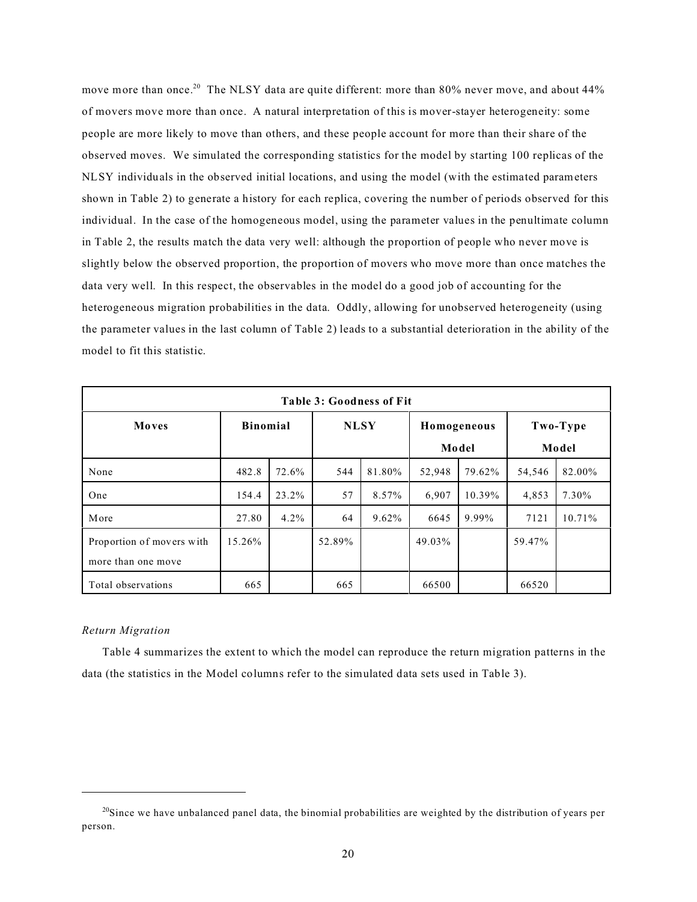move more than once.[20] The NLSY data are quite different: more than 80% never move, and about 44% of movers move more than once. A natural interpretation of this is mover-stayer heterogeneity: some people are more likely to move than others, and these people account for more than their share of the observed moves. We simulated the corresponding statistics for the model by starting 100 replicas of the NLSY individuals in the observed initial locations, and using the model (with the estimated parameters shown in Table 2) to generate a history for each replica, covering the number of periods observed for this individual. In the case of the homogeneous model, using the parameter values in the penultimate column in Table 2, the results match the data very well: although the proportion of people who never move is slightly below the observed proportion, the proportion of movers who move more than once matches the data very well. In this respect, the observables in the model do a good job of accounting for the heterogeneous migration probabilities in the data. Oddly, allowing for unobserved heterogeneity (using the parameter values in the last column of Table 2) leads to a substantial deterioration in the ability of the model to fit this statistic.

**Table 3: Goodness of Fit**

| Moves | Binomial | | NLSY | | Homogeneous Model | | Two-Type Model | |
|---|---|---|---|---|---|---|---|---|
| None | 482.8 | 72.6% | 544 | 81.80% | 52,948 | 79.62% | 54,546 | 82.00% |
| One | 154.4 | 23.2% | 57 | 8.57% | 6,907 | 10.39% | 4,853 | 7.30% |
| More | 27.80 | 4.2% | 64 | 9.62% | 6645 | 9.99% | 7121 | 10.71% |
| Proportion of movers with more than one move | 15.26% | | 52.89% | | 49.03% | | 59.47% | |
| Total observations | 665 | | 665 | | 66500 | | 66520 | |

*Return Migration*

Table 4 summarizes the extent to which the model can reproduce the return migration patterns in the data (the statistics in the Model columns refer to the simulated data sets used in Table 3).

[20] Since we have unbalanced panel data, the binomial probabilities are weighted by the distribution of years per person.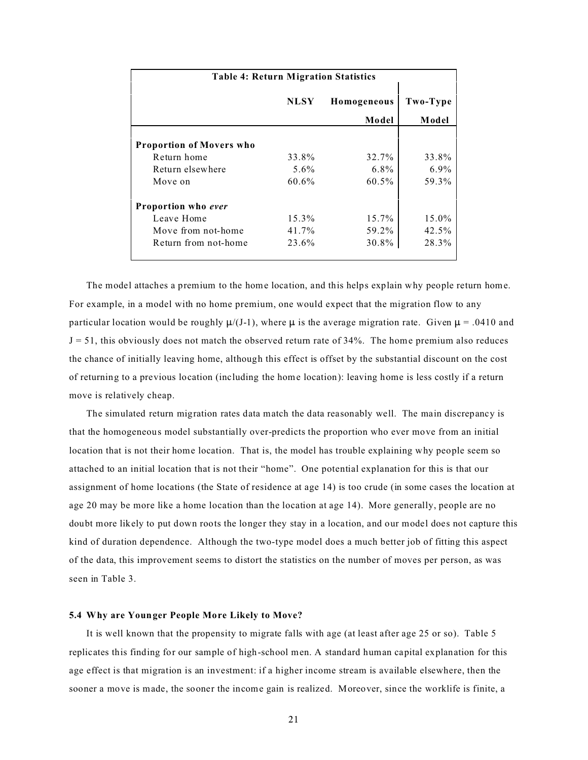**Table 4: Return Migration Statistics**

| | NLSY | Homogeneous Model | Two-Type Model |
|---|---|---|---|
| **Proportion of Movers who** | | | |
| Return home | 33.8% | 32.7% | 33.8% |
| Return elsewhere | 5.6% | 6.8% | 6.9% |
| Move on | 60.6% | 60.5% | 59.3% |
| **Proportion who *ever*** | | | |
| Leave Home | 15.3% | 15.7% | 15.0% |
| Move from not-home | 41.7% | 59.2% | 42.5% |
| Return from not-home | 23.6% | 30.8% | 28.3% |

The model attaches a premium to the home location, and this helps explain why people return home. For example, in a model with no home premium, one would expect that the migration flow to any particular location would be roughly $\mu/(J-1)$, where $\mu$ is the average migration rate. Given $\mu = .0410$ and $J = 51$, this obviously does not match the observed return rate of 34%. The home premium also reduces the chance of initially leaving home, although this effect is offset by the substantial discount on the cost of returning to a previous location (including the home location): leaving home is less costly if a return move is relatively cheap.

The simulated return migration rates data match the data reasonably well. The main discrepancy is that the homogeneous model substantially over-predicts the proportion who ever move from an initial location that is not their home location. That is, the model has trouble explaining why people seem so attached to an initial location that is not their "home". One potential explanation for this is that our assignment of home locations (the State of residence at age 14) is too crude (in some cases the location at age 20 may be more like a home location than the location at age 14). More generally, people are no doubt more likely to put down roots the longer they stay in a location, and our model does not capture this kind of duration dependence. Although the two-type model does a much better job of fitting this aspect of the data, this improvement seems to distort the statistics on the number of moves per person, as was seen in Table 3.

### 5.4 Why are Younger People More Likely to Move?

It is well known that the propensity to migrate falls with age (at least after age 25 or so). Table 5 replicates this finding for our sample of high-school men. A standard human capital explanation for this age effect is that migration is an investment: if a higher income stream is available elsewhere, then the sooner a move is made, the sooner the income gain is realized. Moreover, since the worklife is finite, a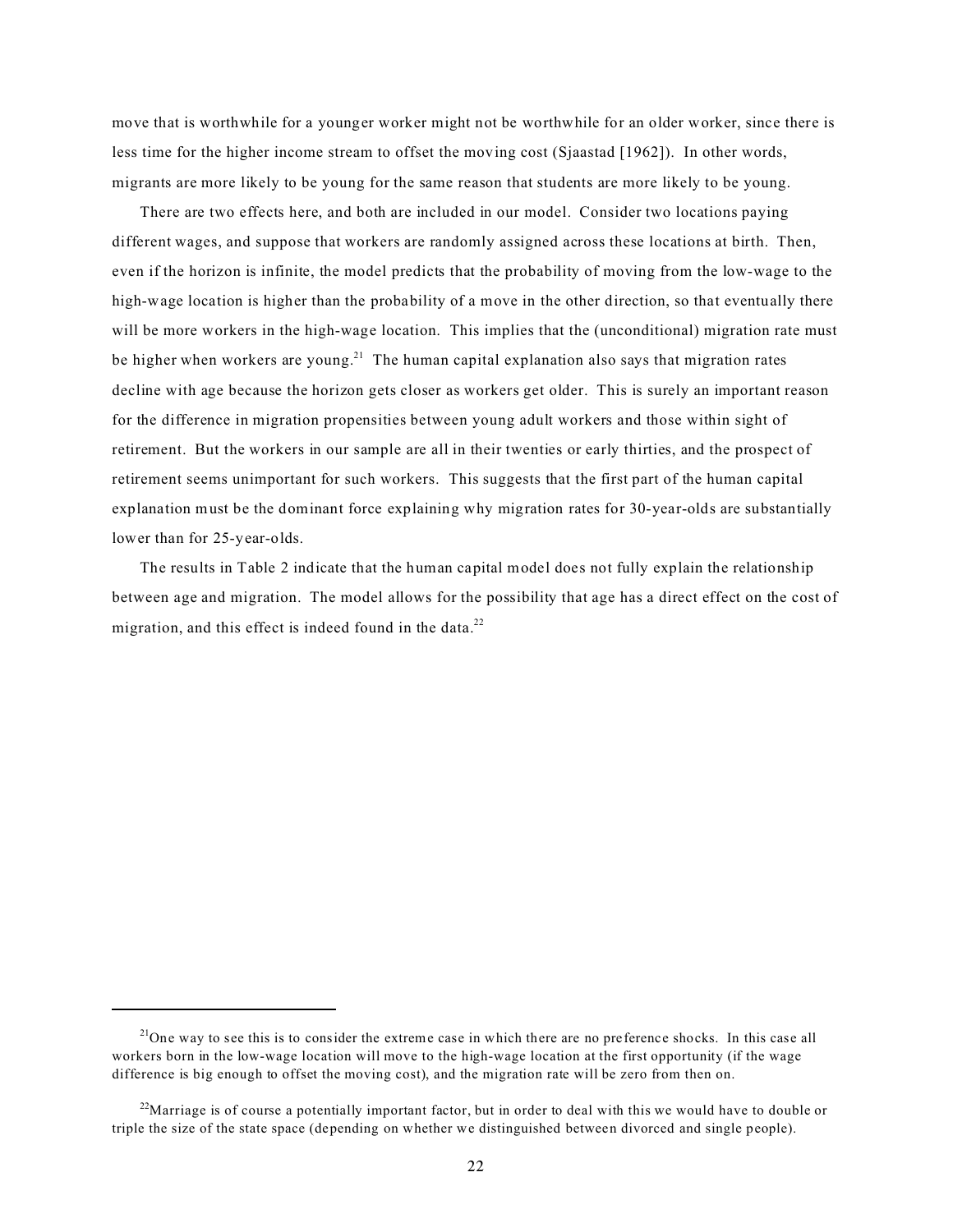move that is worthwhile for a younger worker might not be worthwhile for an older worker, since there is less time for the higher income stream to offset the moving cost (Sjaastad [1962]). In other words, migrants are more likely to be young for the same reason that students are more likely to be young.

There are two effects here, and both are included in our model. Consider two locations paying different wages, and suppose that workers are randomly assigned across these locations at birth. Then, even if the horizon is infinite, the model predicts that the probability of moving from the low-wage to the high-wage location is higher than the probability of a move in the other direction, so that eventually there will be more workers in the high-wage location. This implies that the (unconditional) migration rate must be higher when workers are young.[21] The human capital explanation also says that migration rates decline with age because the horizon gets closer as workers get older. This is surely an important reason for the difference in migration propensities between young adult workers and those within sight of retirement. But the workers in our sample are all in their twenties or early thirties, and the prospect of retirement seems unimportant for such workers. This suggests that the first part of the human capital explanation must be the dominant force explaining why migration rates for 30-year-olds are substantially lower than for 25-year-olds.

The results in Table 2 indicate that the human capital model does not fully explain the relationship between age and migration. The model allows for the possibility that age has a direct effect on the cost of migration, and this effect is indeed found in the data.[22]

---

[21] One way to see this is to consider the extreme case in which there are no preference shocks. In this case all workers born in the low-wage location will move to the high-wage location at the first opportunity (if the wage difference is big enough to offset the moving cost), and the migration rate will be zero from then on.

[22] Marriage is of course a potentially important factor, but in order to deal with this we would have to double or triple the size of the state space (depending on whether we distinguished between divorced and single people).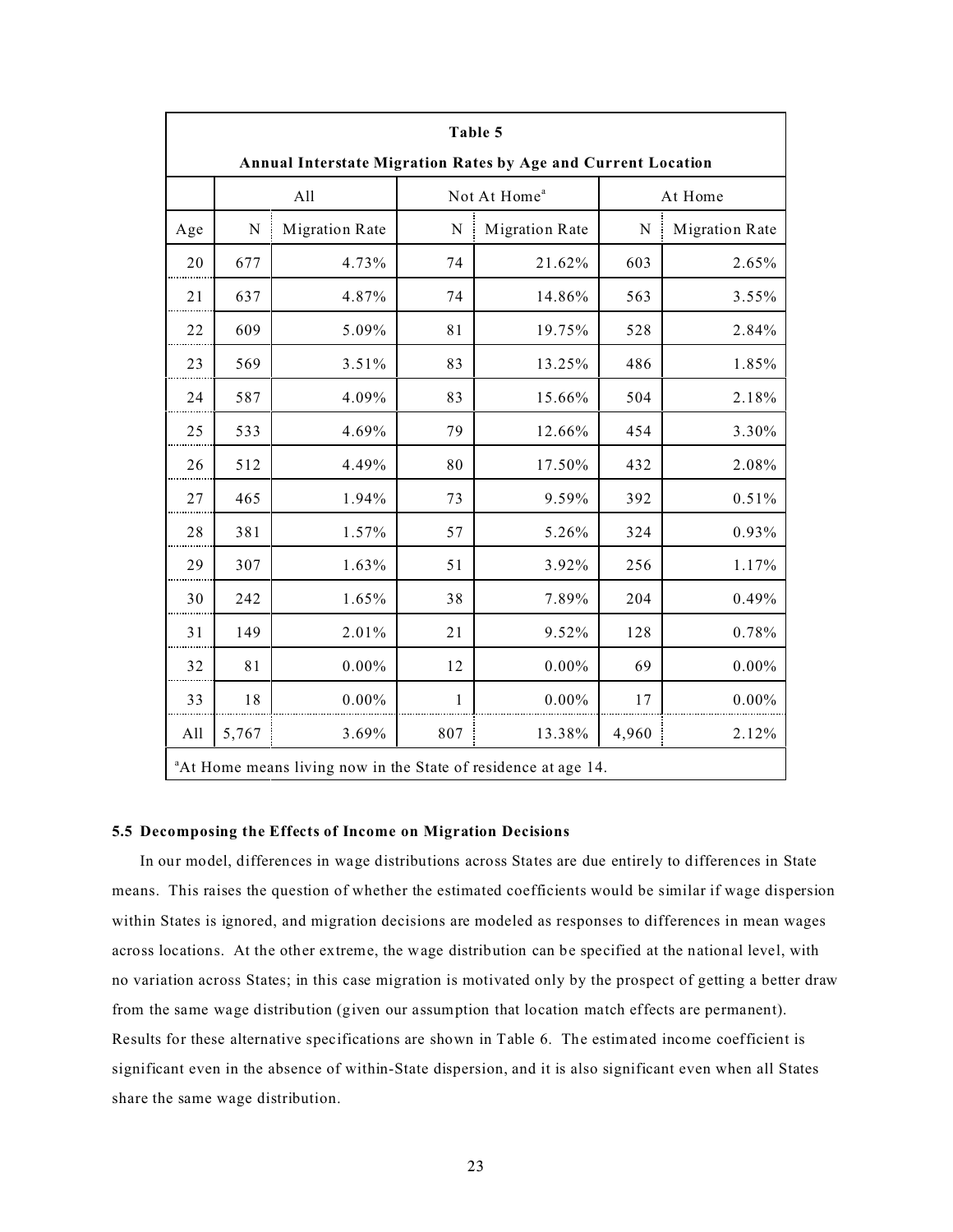**Table 5**

**Annual Interstate Migration Rates by Age and Current Location**

| | All | | Not At Home[a] | | At Home | |
|---|---|---|---|---|---|---|
| Age | N | Migration Rate | N | Migration Rate | N | Migration Rate |
| 20 | 677 | 4.73% | 74 | 21.62% | 603 | 2.65% |
| 21 | 637 | 4.87% | 74 | 14.86% | 563 | 3.55% |
| 22 | 609 | 5.09% | 81 | 19.75% | 528 | 2.84% |
| 23 | 569 | 3.51% | 83 | 13.25% | 486 | 1.85% |
| 24 | 587 | 4.09% | 83 | 15.66% | 504 | 2.18% |
| 25 | 533 | 4.69% | 79 | 12.66% | 454 | 3.30% |
| 26 | 512 | 4.49% | 80 | 17.50% | 432 | 2.08% |
| 27 | 465 | 1.94% | 73 | 9.59% | 392 | 0.51% |
| 28 | 381 | 1.57% | 57 | 5.26% | 324 | 0.93% |
| 29 | 307 | 1.63% | 51 | 3.92% | 256 | 1.17% |
| 30 | 242 | 1.65% | 38 | 7.89% | 204 | 0.49% |
| 31 | 149 | 2.01% | 21 | 9.52% | 128 | 0.78% |
| 32 | 81 | 0.00% | 12 | 0.00% | 69 | 0.00% |
| 33 | 18 | 0.00% | 1 | 0.00% | 17 | 0.00% |
| All | 5,767 | 3.69% | 807 | 13.38% | 4,960 | 2.12% |

[a]At Home means living now in the State of residence at age 14.

### 5.5 Decomposing the Effects of Income on Migration Decisions

In our model, differences in wage distributions across States are due entirely to differences in State means. This raises the question of whether the estimated coefficients would be similar if wage dispersion within States is ignored, and migration decisions are modeled as responses to differences in mean wages across locations. At the other extreme, the wage distribution can be specified at the national level, with no variation across States; in this case migration is motivated only by the prospect of getting a better draw from the same wage distribution (given our assumption that location match effects are permanent). Results for these alternative specifications are shown in Table 6. The estimated income coefficient is significant even in the absence of within-State dispersion, and it is also significant even when all States share the same wage distribution.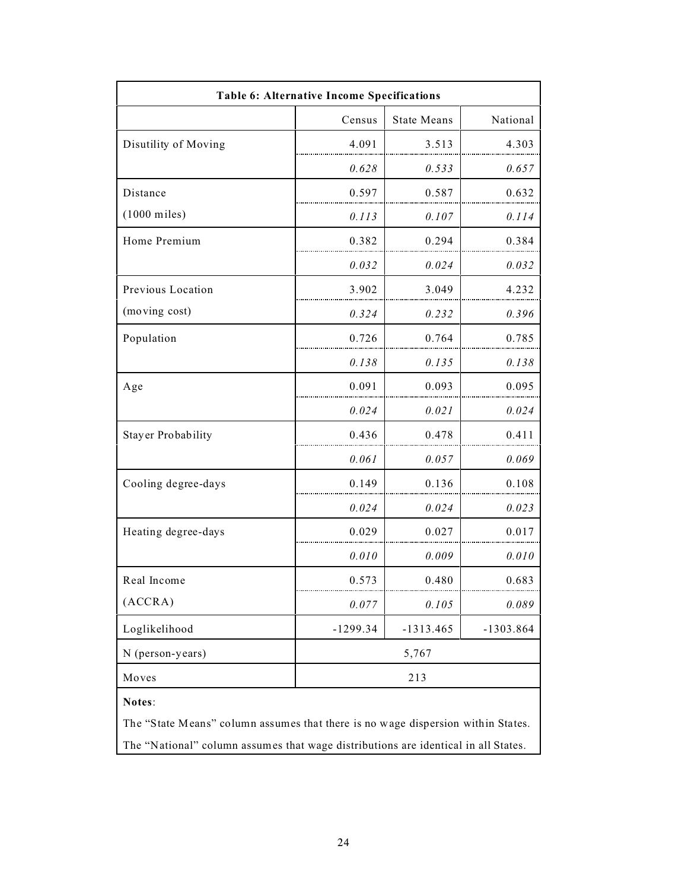**Table 6: Alternative Income Specifications**

| | Census | State Means | National |
|---|---|---|---|
| Disutility of Moving | 4.091 | 3.513 | 4.303 |
| | *0.628* | *0.533* | *0.657* |
| Distance (1000 miles) | 0.597 | 0.587 | 0.632 |
| | *0.113* | *0.107* | *0.114* |
| Home Premium | 0.382 | 0.294 | 0.384 |
| | *0.032* | *0.024* | *0.032* |
| Previous Location (moving cost) | 3.902 | 3.049 | 4.232 |
| | *0.324* | *0.232* | *0.396* |
| Population | 0.726 | 0.764 | 0.785 |
| | *0.138* | *0.135* | *0.138* |
| Age | 0.091 | 0.093 | 0.095 |
| | *0.024* | *0.021* | *0.024* |
| Stayer Probability | 0.436 | 0.478 | 0.411 |
| | *0.061* | *0.057* | *0.069* |
| Cooling degree-days | 0.149 | 0.136 | 0.108 |
| | *0.024* | *0.024* | *0.023* |
| Heating degree-days | 0.029 | 0.027 | 0.017 |
| | *0.010* | *0.009* | *0.010* |
| Real Income (ACCRA) | 0.573 | 0.480 | 0.683 |
| | *0.077* | *0.105* | *0.089* |
| Loglikelihood | -1299.34 | -1313.465 | -1303.864 |
| N (person-years) | 5,767 | | |
| Moves | 213 | | |

**Notes**:

The "State Means" column assumes that there is no wage dispersion within States.

The "National" column assumes that wage distributions are identical in all States.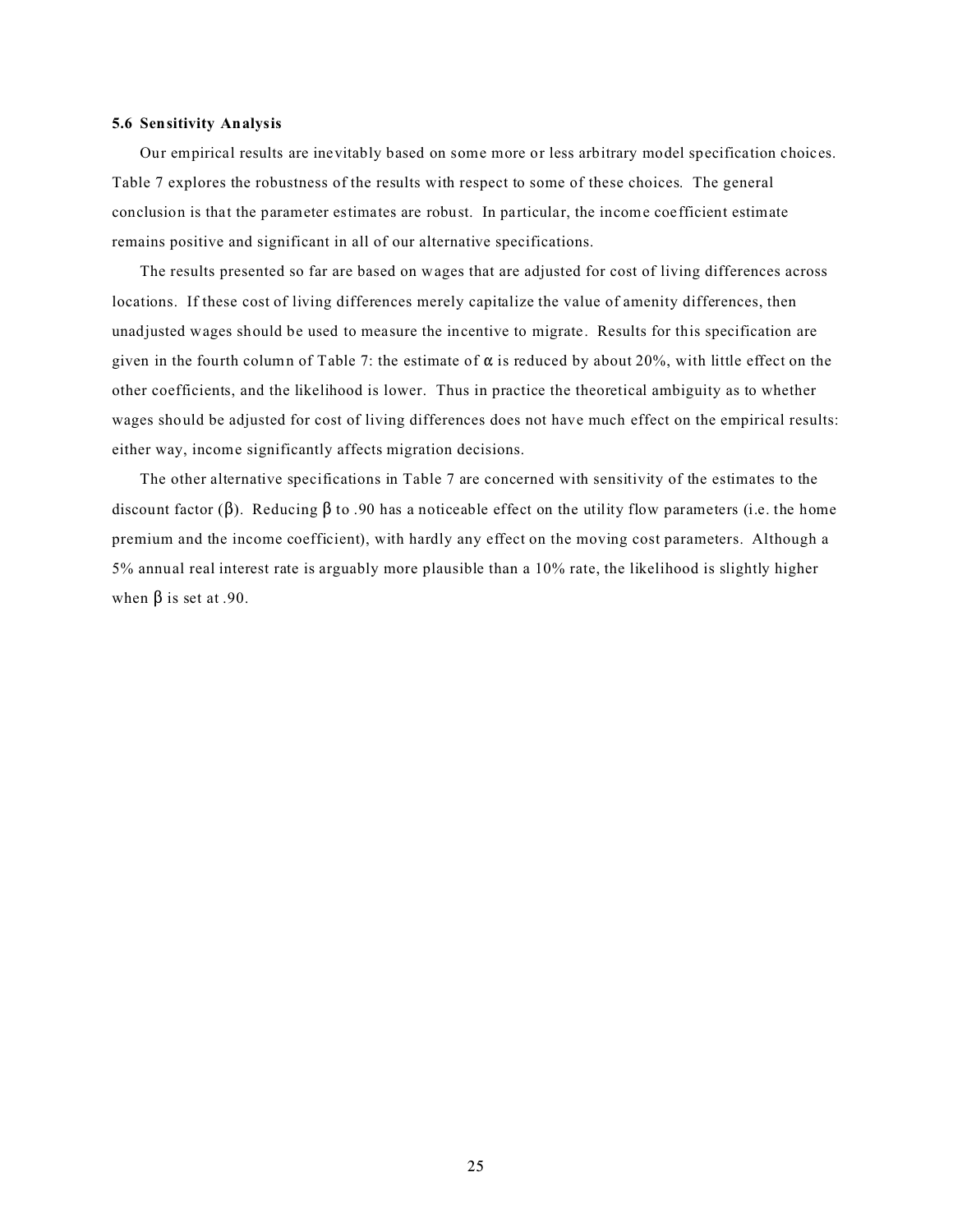### 5.6 Sensitivity Analysis

Our empirical results are inevitably based on some more or less arbitrary model specification choices. Table 7 explores the robustness of the results with respect to some of these choices. The general conclusion is that the parameter estimates are robust. In particular, the income coefficient estimate remains positive and significant in all of our alternative specifications.

The results presented so far are based on wages that are adjusted for cost of living differences across locations. If these cost of living differences merely capitalize the value of amenity differences, then unadjusted wages should be used to measure the incentive to migrate. Results for this specification are given in the fourth column of Table 7: the estimate of $\alpha$ is reduced by about 20%, with little effect on the other coefficients, and the likelihood is lower. Thus in practice the theoretical ambiguity as to whether wages should be adjusted for cost of living differences does not have much effect on the empirical results: either way, income significantly affects migration decisions.

The other alternative specifications in Table 7 are concerned with sensitivity of the estimates to the discount factor ($\beta$). Reducing $\beta$ to .90 has a noticeable effect on the utility flow parameters (i.e. the home premium and the income coefficient), with hardly any effect on the moving cost parameters. Although a 5% annual real interest rate is arguably more plausible than a 10% rate, the likelihood is slightly higher when $\beta$ is set at .90.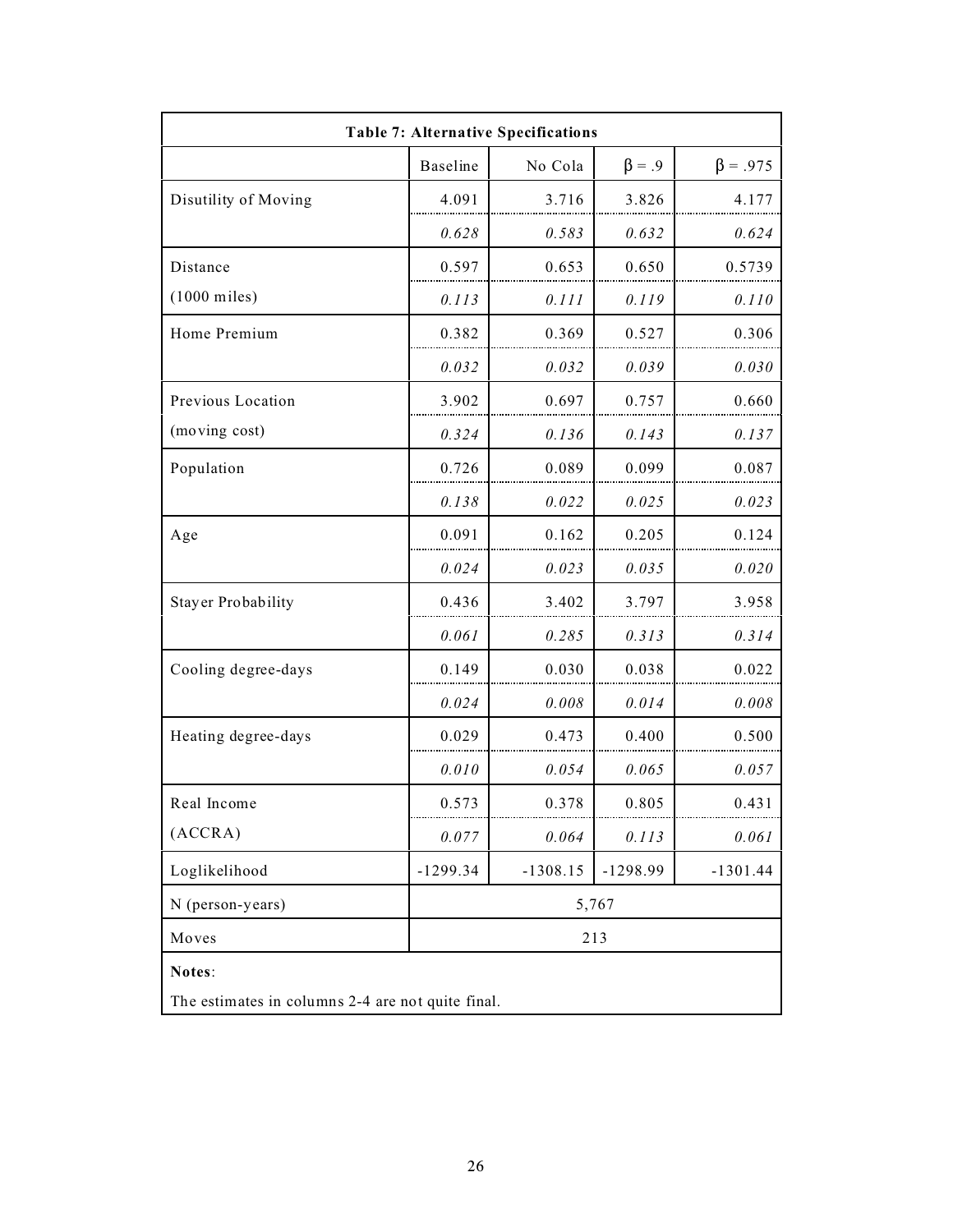**Table 7: Alternative Specifications**

| | Baseline | No Cola | $\beta$ = .9 | $\beta$ = .975 |
|---|---|---|---|---|
| Disutility of Moving | 4.091 | 3.716 | 3.826 | 4.177 |
| | *0.628* | *0.583* | *0.632* | *0.624* |
| Distance (1000 miles) | 0.597 | 0.653 | 0.650 | 0.5739 |
| | *0.113* | *0.111* | *0.119* | *0.110* |
| Home Premium | 0.382 | 0.369 | 0.527 | 0.306 |
| | *0.032* | *0.032* | *0.039* | *0.030* |
| Previous Location (moving cost) | 3.902 | 0.697 | 0.757 | 0.660 |
| | *0.324* | *0.136* | *0.143* | *0.137* |
| Population | 0.726 | 0.089 | 0.099 | 0.087 |
| | *0.138* | *0.022* | *0.025* | *0.023* |
| Age | 0.091 | 0.162 | 0.205 | 0.124 |
| | *0.024* | *0.023* | *0.035* | *0.020* |
| Stayer Probability | 0.436 | 3.402 | 3.797 | 3.958 |
| | *0.061* | *0.285* | *0.313* | *0.314* |
| Cooling degree-days | 0.149 | 0.030 | 0.038 | 0.022 |
| | *0.024* | *0.008* | *0.014* | *0.008* |
| Heating degree-days | 0.029 | 0.473 | 0.400 | 0.500 |
| | *0.010* | *0.054* | *0.065* | *0.057* |
| Real Income (ACCRA) | 0.573 | 0.378 | 0.805 | 0.431 |
| | *0.077* | *0.064* | *0.113* | *0.061* |
| Loglikelihood | -1299.34 | -1308.15 | -1298.99 | -1301.44 |
| N (person-years) | 5,767 | | | |
| Moves | 213 | | | |

**Notes**:

The estimates in columns 2-4 are not quite final.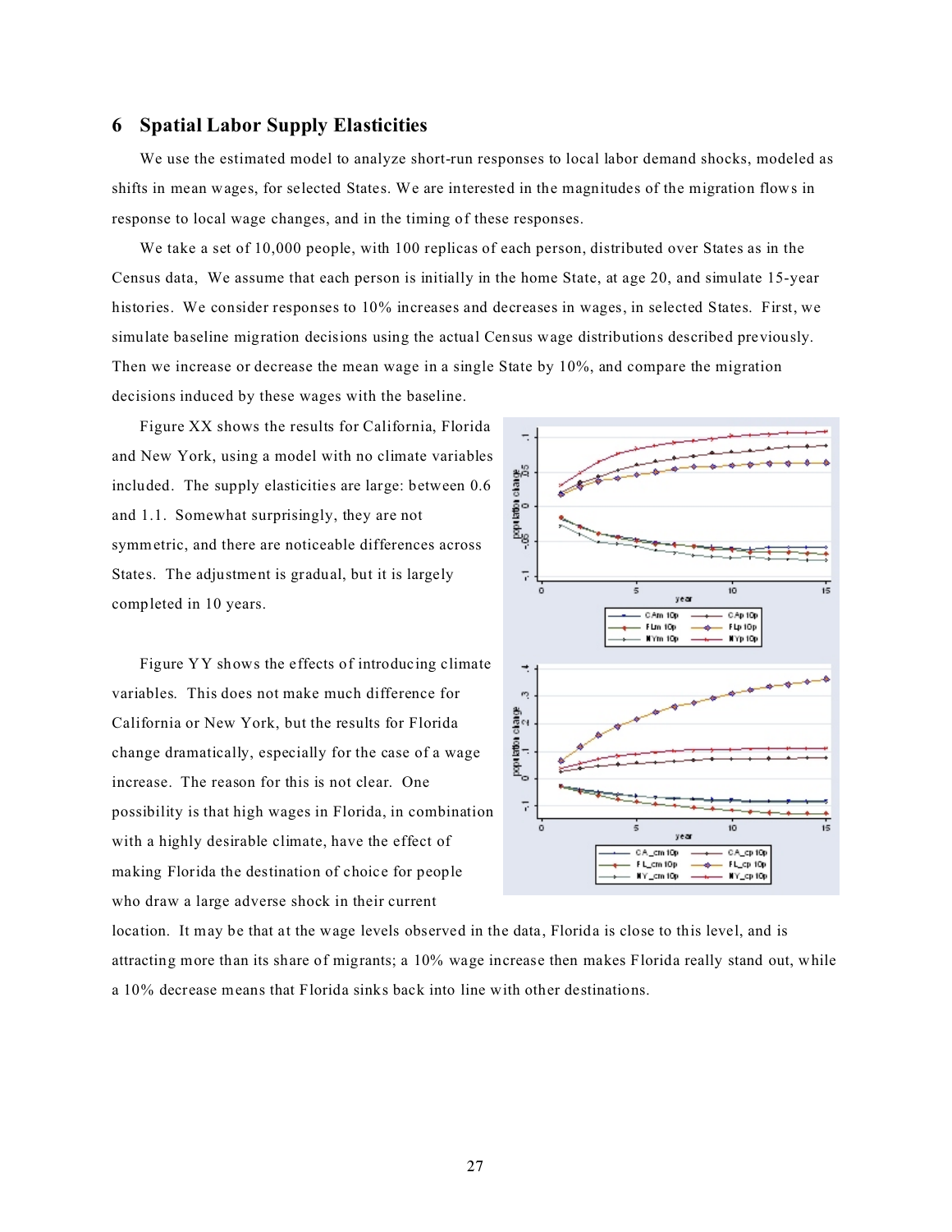## 6 Spatial Labor Supply Elasticities

We use the estimated model to analyze short-run responses to local labor demand shocks, modeled as shifts in mean wages, for selected States. We are interested in the magnitudes of the migration flows in response to local wage changes, and in the timing of these responses.

We take a set of 10,000 people, with 100 replicas of each person, distributed over States as in the Census data, We assume that each person is initially in the home State, at age 20, and simulate 15-year histories. We consider responses to 10% increases and decreases in wages, in selected States. First, we simulate baseline migration decisions using the actual Census wage distributions described previously. Then we increase or decrease the mean wage in a single State by 10%, and compare the migration decisions induced by these wages with the baseline.

Figure XX shows the results for California, Florida and New York, using a model with no climate variables included. The supply elasticities are large: between 0.6 and 1.1. Somewhat surprisingly, they are not symmetric, and there are noticeable differences across States. The adjustment is gradual, but it is largely completed in 10 years.

Figure YY shows the effects of introducing climate variables. This does not make much difference for California or New York, but the results for Florida change dramatically, especially for the case of a wage increase. The reason for this is not clear. One possibility is that high wages in Florida, in combination with a highly desirable climate, have the effect of making Florida the destination of choice for people who draw a large adverse shock in their current location. It may be that at the wage levels observed in the data, Florida is close to this level, and is attracting more than its share of migrants; a 10% wage increase then makes Florida really stand out, while a 10% decrease means that Florida sinks back into line with other destinations.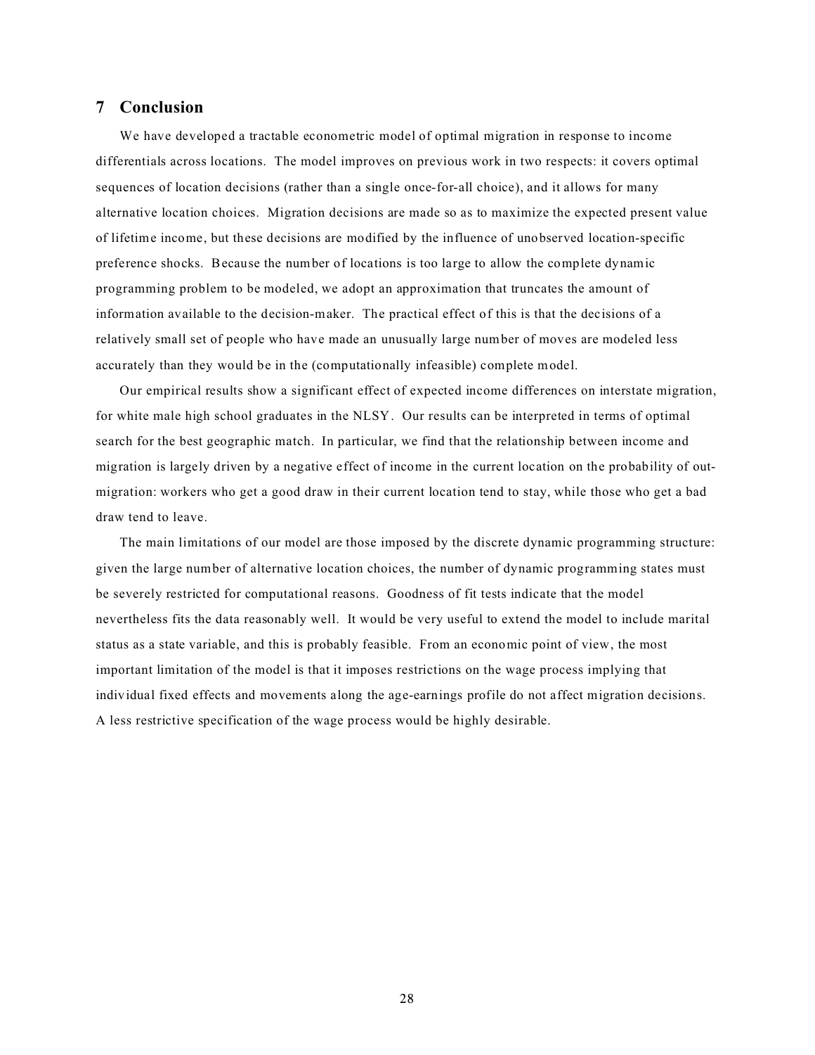## 7 Conclusion

We have developed a tractable econometric model of optimal migration in response to income differentials across locations. The model improves on previous work in two respects: it covers optimal sequences of location decisions (rather than a single once-for-all choice), and it allows for many alternative location choices. Migration decisions are made so as to maximize the expected present value of lifetime income, but these decisions are modified by the influence of unobserved location-specific preference shocks. Because the number of locations is too large to allow the complete dynamic programming problem to be modeled, we adopt an approximation that truncates the amount of information available to the decision-maker. The practical effect of this is that the decisions of a relatively small set of people who have made an unusually large number of moves are modeled less accurately than they would be in the (computationally infeasible) complete model.

Our empirical results show a significant effect of expected income differences on interstate migration, for white male high school graduates in the NLSY. Our results can be interpreted in terms of optimal search for the best geographic match. In particular, we find that the relationship between income and migration is largely driven by a negative effect of income in the current location on the probability of out-migration: workers who get a good draw in their current location tend to stay, while those who get a bad draw tend to leave.

The main limitations of our model are those imposed by the discrete dynamic programming structure: given the large number of alternative location choices, the number of dynamic programming states must be severely restricted for computational reasons. Goodness of fit tests indicate that the model nevertheless fits the data reasonably well. It would be very useful to extend the model to include marital status as a state variable, and this is probably feasible. From an economic point of view, the most important limitation of the model is that it imposes restrictions on the wage process implying that individual fixed effects and movements along the age-earnings profile do not affect migration decisions. A less restrictive specification of the wage process would be highly desirable.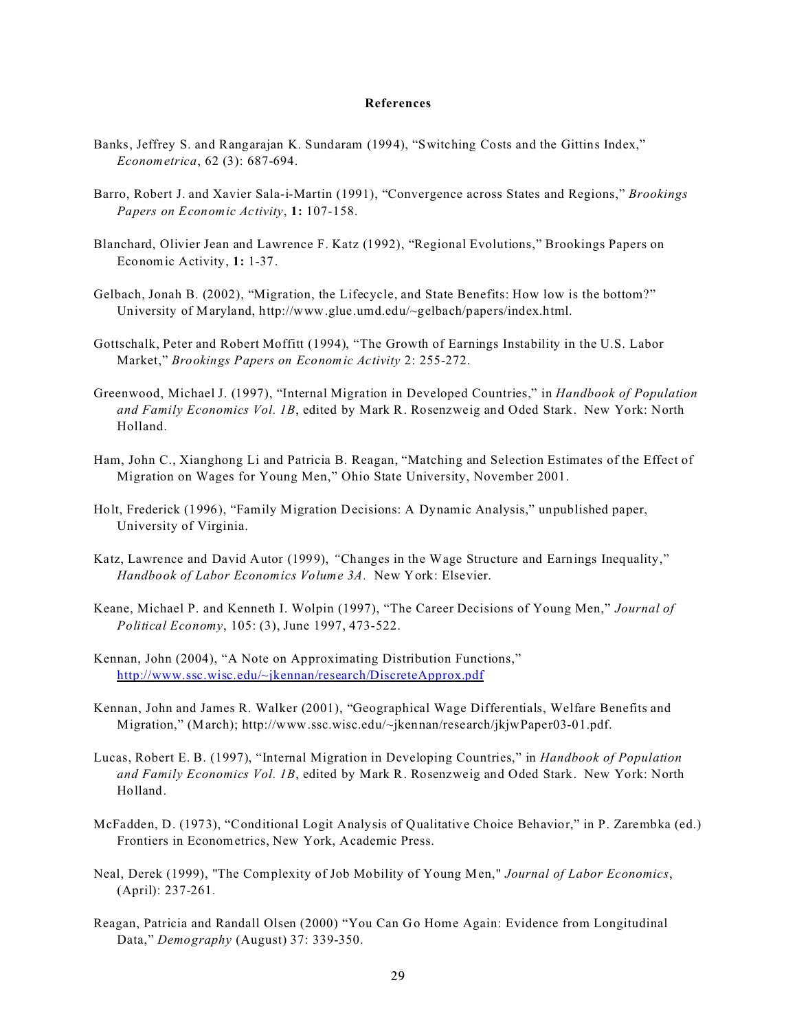# References

Banks, Jeffrey S. and Rangarajan K. Sundaram (1994), "Switching Costs and the Gittins Index," *Econometrica*, 62 (3): 687-694.

Barro, Robert J. and Xavier Sala-i-Martin (1991), "Convergence across States and Regions," *Brookings Papers on Economic Activity*, **1:** 107-158.

Blanchard, Olivier Jean and Lawrence F. Katz (1992), "Regional Evolutions," Brookings Papers on Economic Activity, **1:** 1-37.

Gelbach, Jonah B. (2002), "Migration, the Lifecycle, and State Benefits: How low is the bottom?" University of Maryland, http://www.glue.umd.edu/~gelbach/papers/index.html.

Gottschalk, Peter and Robert Moffitt (1994), "The Growth of Earnings Instability in the U.S. Labor Market," *Brookings Papers on Economic Activity* 2: 255-272.

Greenwood, Michael J. (1997), "Internal Migration in Developed Countries," in *Handbook of Population and Family Economics Vol. 1B*, edited by Mark R. Rosenzweig and Oded Stark. New York: North Holland.

Ham, John C., Xianghong Li and Patricia B. Reagan, "Matching and Selection Estimates of the Effect of Migration on Wages for Young Men," Ohio State University, November 2001.

Holt, Frederick (1996), "Family Migration Decisions: A Dynamic Analysis," unpublished paper, University of Virginia.

Katz, Lawrence and David Autor (1999), "Changes in the Wage Structure and Earnings Inequality," *Handbook of Labor Economics Volume 3A.* New York: Elsevier.

Keane, Michael P. and Kenneth I. Wolpin (1997), "The Career Decisions of Young Men," *Journal of Political Economy*, 105: (3), June 1997, 473-522.

Kennan, John (2004), "A Note on Approximating Distribution Functions," http://www.ssc.wisc.edu/~jkennan/research/DiscreteApprox.pdf

Kennan, John and James R. Walker (2001), "Geographical Wage Differentials, Welfare Benefits and Migration," (March); http://www.ssc.wisc.edu/~jkennan/research/jkjwPaper03-01.pdf.

Lucas, Robert E. B. (1997), "Internal Migration in Developing Countries," in *Handbook of Population and Family Economics Vol. 1B*, edited by Mark R. Rosenzweig and Oded Stark. New York: North Holland.

McFadden, D. (1973), "Conditional Logit Analysis of Qualitative Choice Behavior," in P. Zarembka (ed.) Frontiers in Econometrics, New York, Academic Press.

Neal, Derek (1999), "The Complexity of Job Mobility of Young Men," *Journal of Labor Economics*, (April): 237-261.

Reagan, Patricia and Randall Olsen (2000) "You Can Go Home Again: Evidence from Longitudinal Data," *Demography* (August) 37: 339-350.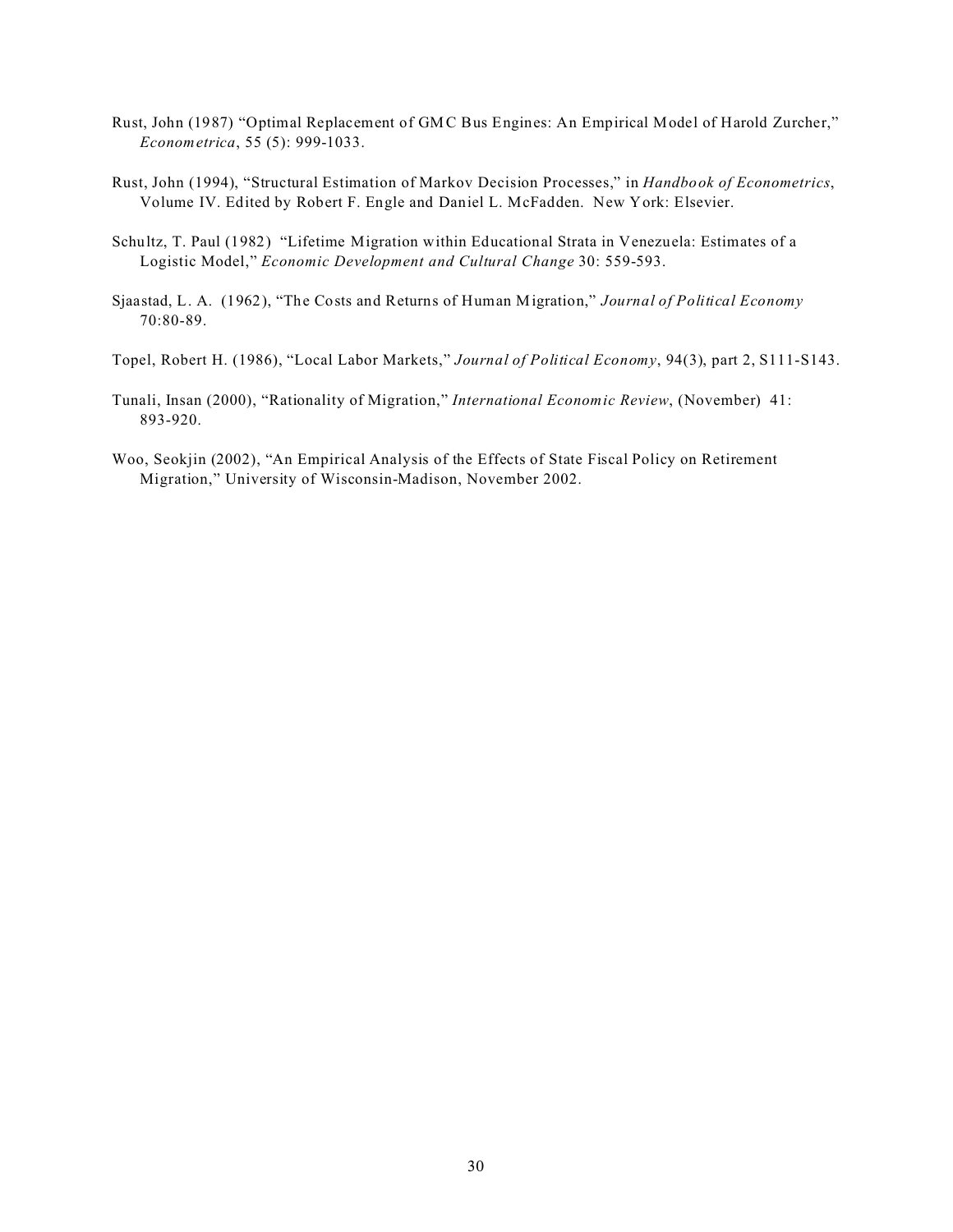Rust, John (1987) "Optimal Replacement of GMC Bus Engines: An Empirical Model of Harold Zurcher," *Econometrica*, 55 (5): 999-1033.

Rust, John (1994), "Structural Estimation of Markov Decision Processes," in *Handbook of Econometrics*, Volume IV. Edited by Robert F. Engle and Daniel L. McFadden. New York: Elsevier.

Schultz, T. Paul (1982) "Lifetime Migration within Educational Strata in Venezuela: Estimates of a Logistic Model," *Economic Development and Cultural Change* 30: 559-593.

Sjaastad, L. A. (1962), "The Costs and Returns of Human Migration," *Journal of Political Economy* 70:80-89.

Topel, Robert H. (1986), "Local Labor Markets," *Journal of Political Economy*, 94(3), part 2, S111-S143.

Tunali, Insan (2000), "Rationality of Migration," *International Economic Review*, (November) 41: 893-920.

Woo, Seokjin (2002), "An Empirical Analysis of the Effects of State Fiscal Policy on Retirement Migration," University of Wisconsin-Madison, November 2002.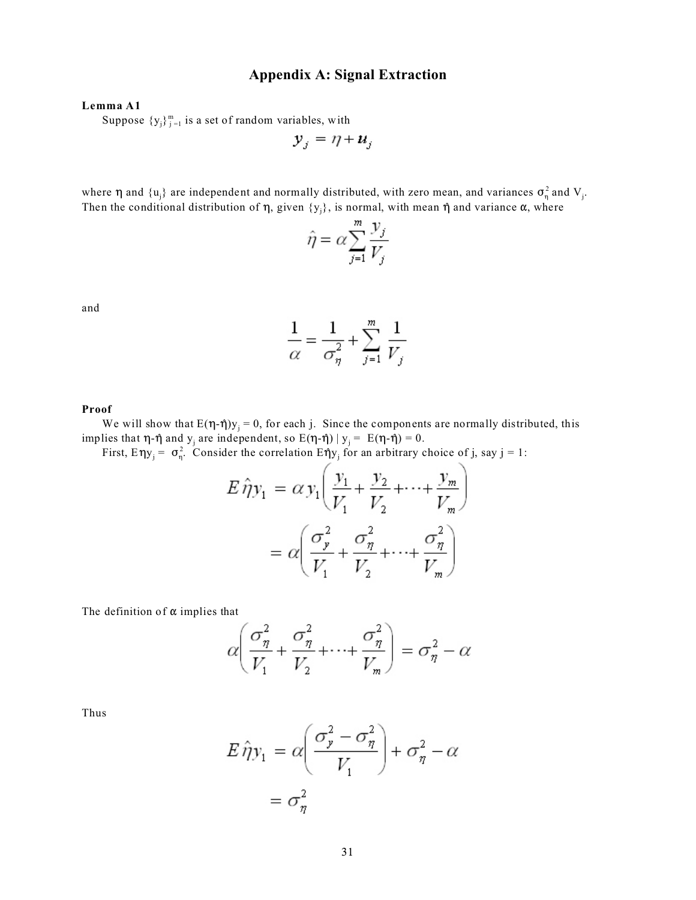# Appendix A: Signal Extraction

**Lemma A1**

Suppose $\{y_j\}_{j=1}^{m}$ is a set of random variables, with

$$y_j = \eta + u_j$$

where $\eta$ and $\{u_j\}$ are independent and normally distributed, with zero mean, and variances $\sigma_\eta^2$ and $V_j$. Then the conditional distribution of $\eta$, given $\{y_j\}$, is normal, with mean $\hat{\eta}$ and variance $\alpha$, where

$$\hat{\eta} = \alpha \sum_{j=1}^{m} \frac{y_j}{V_j}$$

and

$$\frac{1}{\alpha} = \frac{1}{\sigma_\eta^2} + \sum_{j=1}^{m} \frac{1}{V_j}$$

**Proof**

We will show that $E(\eta-\hat{\eta})y_j = 0$, for each j. Since the components are normally distributed, this implies that $\eta-\hat{\eta}$ and $y_j$ are independent, so $E(\eta-\hat{\eta}) \mid y_j = E(\eta-\hat{\eta}) = 0$.

First, $E\eta y_j = \sigma_\eta^2$. Consider the correlation $E\hat{\eta}y_j$ for an arbitrary choice of j, say j = 1:

$$\begin{aligned} E\,\hat{\eta}y_1 &= \alpha\, y_1\left(\frac{y_1}{V_1} + \frac{y_2}{V_2} + \cdots + \frac{y_m}{V_m}\right) \\ &= \alpha\left(\frac{\sigma_y^2}{V_1} + \frac{\sigma_\eta^2}{V_2} + \cdots + \frac{\sigma_\eta^2}{V_m}\right) \end{aligned}$$

The definition of $\alpha$ implies that

$$\alpha\left(\frac{\sigma_\eta^2}{V_1} + \frac{\sigma_\eta^2}{V_2} + \cdots + \frac{\sigma_\eta^2}{V_m}\right) = \sigma_\eta^2 - \alpha$$

Thus

$$\begin{aligned} E\,\hat{\eta}y_1 &= \alpha\left(\frac{\sigma_y^2 - \sigma_\eta^2}{V_1}\right) + \sigma_\eta^2 - \alpha \\ &= \sigma_\eta^2 \end{aligned}$$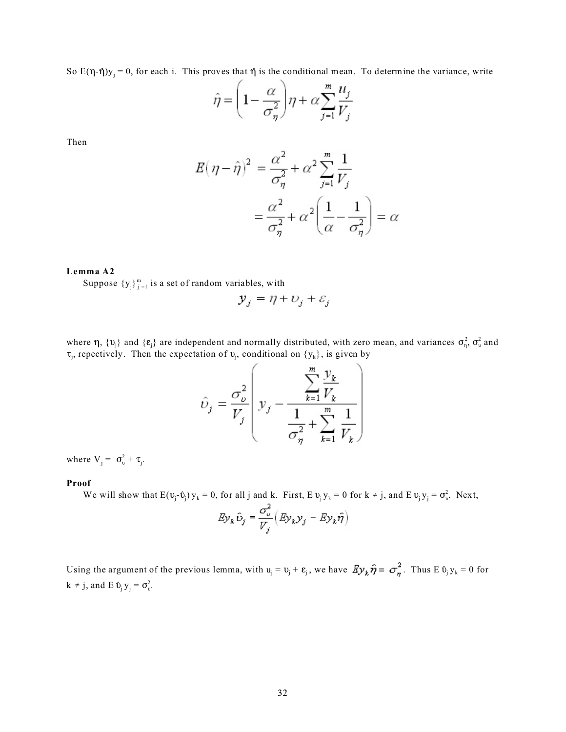So $E(\eta-\hat{\eta})y_j = 0$, for each i. This proves that $\hat{\eta}$ is the conditional mean. To determine the variance, write

$$\hat{\eta} = \left(1 - \frac{\alpha}{\sigma_\eta^2}\right)\eta + \alpha \sum_{j=1}^{m} \frac{u_j}{V_j}$$

Then

$$E(\eta - \hat{\eta})^2 = \frac{\alpha^2}{\sigma_\eta^2} + \alpha^2 \sum_{j=1}^{m} \frac{1}{V_j}$$

$$= \frac{\alpha^2}{\sigma_\eta^2} + \alpha^2\left(\frac{1}{\alpha} - \frac{1}{\sigma_\eta^2}\right) = \alpha$$

**Lemma A2**

Suppose $\{y_j\}_{j=1}^{m}$ is a set of random variables, with

$$y_j = \eta + \upsilon_j + \varepsilon_j$$

where $\eta$, $\{\upsilon_j\}$ and $\{\varepsilon_j\}$ are independent and normally distributed, with zero mean, and variances $\sigma_\eta^2$, $\sigma_\upsilon^2$ and $\tau_j$, repectively. Then the expectation of $\upsilon_j$, conditional on $\{y_k\}$, is given by

$$\hat{\upsilon}_j = \frac{\sigma_\upsilon^2}{V_j}\left(y_j - \frac{\sum_{k=1}^{m} \frac{y_k}{V_k}}{\frac{1}{\sigma_\eta^2} + \sum_{k=1}^{m} \frac{1}{V_k}}\right)$$

where $V_j = \sigma_\upsilon^2 + \tau_j$.

**Proof**

We will show that $E(\upsilon_j - \hat{\upsilon}_j)\, y_k = 0$, for all j and k. First, $E\,\upsilon_j\, y_k = 0$ for $k \neq j$, and $E\,\upsilon_j\, y_j = \sigma_\upsilon^2$. Next,

$$Ey_k \hat{\upsilon}_j = \frac{\sigma_\upsilon^2}{V_j}\left(Ey_k y_j - Ey_k \hat{\eta}\right)$$

Using the argument of the previous lemma, with $u_j = \upsilon_j + \varepsilon_j$, we have $Ey_k \hat{\eta} = \sigma_\eta^2$. Thus $E\,\hat{\upsilon}_j\, y_k = 0$ for $k \neq j$, and $E\,\hat{\upsilon}_j\, y_j = \sigma_\upsilon^2$.